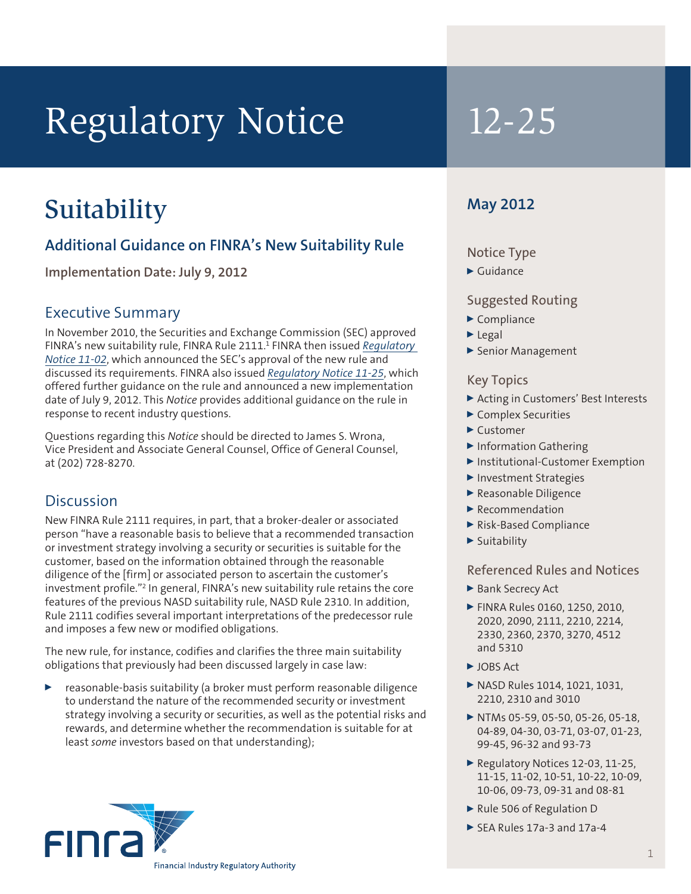# Regulatory Notice 12-25

## Suitability

### Additional Guidance on FINRA's New Suitability Rule

**Implementation Date: July 9, 2012**

**May 2012**

**Notice Type**

- Guidance

**Suggested Routing**

- Compliance
- Legal
- Senior Management

**Key Topics**

- Acting in Customers' Best Interests
- Complex Securities
- Customer
- Information Gathering
- Institutional-Customer Exemption
- Investment Strategies
- Reasonable Diligence
- Recommendation
- Risk-Based Compliance
- Suitability

**Referenced Rules and Notices**

- Bank Secrecy Act
- FINRA Rules 0160, 1250, 2010, 2020, 2090, 2111, 2210, 2214, 2330, 2360, 2370, 3270, 4512 and 5310
- JOBS Act
- NASD Rules 1014, 1021, 1031, 2210, 2310 and 3010
- NTMs 05-59, 05-50, 05-26, 05-18, 04-89, 04-30, 03-71, 03-07, 01-23, 99-45, 96-32 and 93-73
- Regulatory Notices 12-03, 11-25, 11-15, 11-02, 10-51, 10-22, 10-09, 10-06, 09-73, 09-31 and 08-81
- Rule 506 of Regulation D
- SEA Rules 17a-3 and 17a-4

### Executive Summary

In November 2010, the Securities and Exchange Commission (SEC) approved FINRA's new suitability rule, FINRA Rule 2111.[1] FINRA then issued *Regulatory Notice 11-02*, which announced the SEC's approval of the new rule and discussed its requirements. FINRA also issued *Regulatory Notice 11-25*, which offered further guidance on the rule and announced a new implementation date of July 9, 2012. This *Notice* provides additional guidance on the rule in response to recent industry questions.

Questions regarding this *Notice* should be directed to James S. Wrona, Vice President and Associate General Counsel, Office of General Counsel, at (202) 728-8270.

### Discussion

New FINRA Rule 2111 requires, in part, that a broker-dealer or associated person "have a reasonable basis to believe that a recommended transaction or investment strategy involving a security or securities is suitable for the customer, based on the information obtained through the reasonable diligence of the [firm] or associated person to ascertain the customer's investment profile."[2] In general, FINRA's new suitability rule retains the core features of the previous NASD suitability rule, NASD Rule 2310. In addition, Rule 2111 codifies several important interpretations of the predecessor rule and imposes a few new or modified obligations.

The new rule, for instance, codifies and clarifies the three main suitability obligations that previously had been discussed largely in case law:

- reasonable-basis suitability (a broker must perform reasonable diligence to understand the nature of the recommended security or investment strategy involving a security or securities, as well as the potential risks and rewards, and determine whether the recommendation is suitable for at least *some* investors based on that understanding);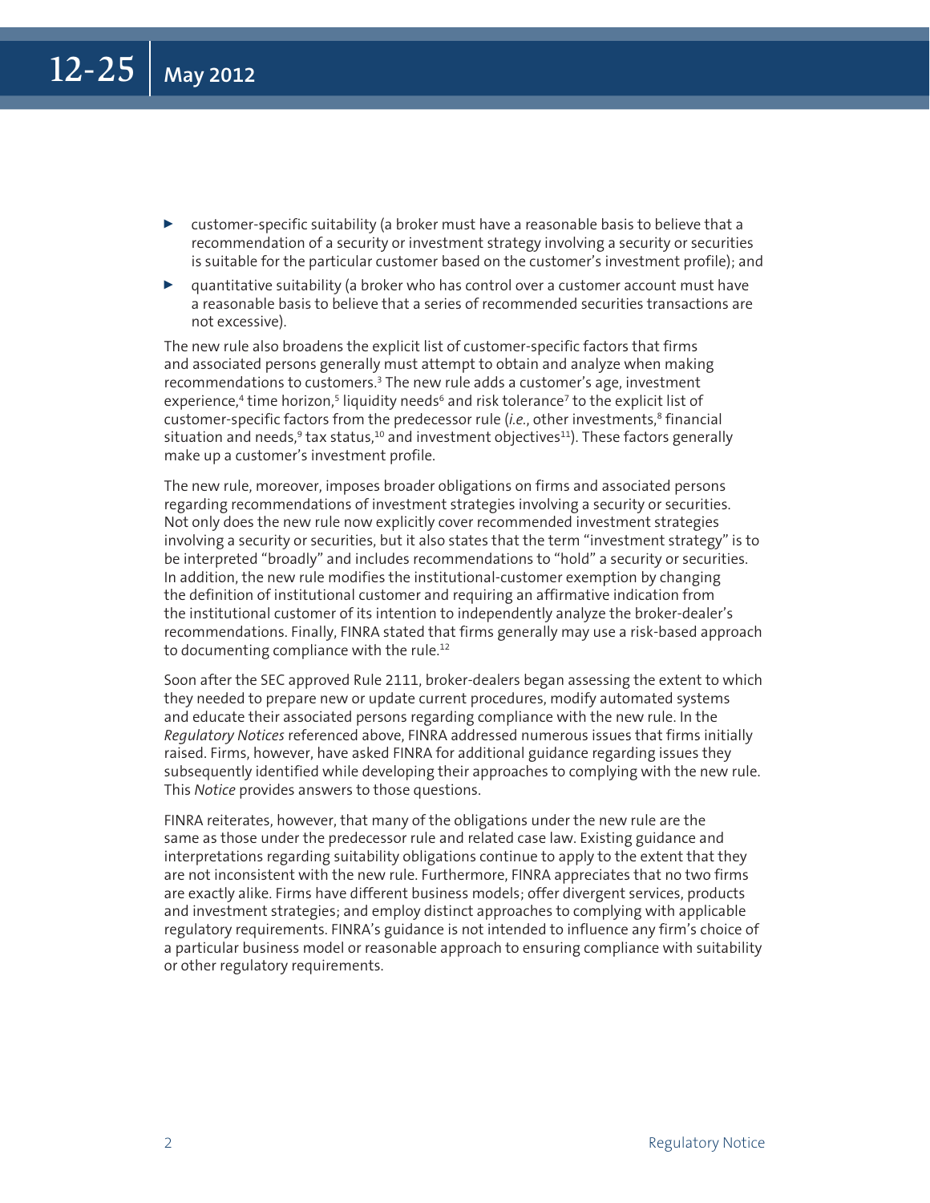- customer-specific suitability (a broker must have a reasonable basis to believe that a recommendation of a security or investment strategy involving a security or securities is suitable for the particular customer based on the customer's investment profile); and
- quantitative suitability (a broker who has control over a customer account must have a reasonable basis to believe that a series of recommended securities transactions are not excessive).

The new rule also broadens the explicit list of customer-specific factors that firms and associated persons generally must attempt to obtain and analyze when making recommendations to customers.[3] The new rule adds a customer's age, investment experience,[4] time horizon,[5] liquidity needs[6] and risk tolerance[7] to the explicit list of customer-specific factors from the predecessor rule (*i.e.*, other investments,[8] financial situation and needs,[9] tax status,[10] and investment objectives[11]). These factors generally make up a customer's investment profile.

The new rule, moreover, imposes broader obligations on firms and associated persons regarding recommendations of investment strategies involving a security or securities. Not only does the new rule now explicitly cover recommended investment strategies involving a security or securities, but it also states that the term "investment strategy" is to be interpreted "broadly" and includes recommendations to "hold" a security or securities. In addition, the new rule modifies the institutional-customer exemption by changing the definition of institutional customer and requiring an affirmative indication from the institutional customer of its intention to independently analyze the broker-dealer's recommendations. Finally, FINRA stated that firms generally may use a risk-based approach to documenting compliance with the rule.[12]

Soon after the SEC approved Rule 2111, broker-dealers began assessing the extent to which they needed to prepare new or update current procedures, modify automated systems and educate their associated persons regarding compliance with the new rule. In the *Regulatory Notices* referenced above, FINRA addressed numerous issues that firms initially raised. Firms, however, have asked FINRA for additional guidance regarding issues they subsequently identified while developing their approaches to complying with the new rule. This *Notice* provides answers to those questions.

FINRA reiterates, however, that many of the obligations under the new rule are the same as those under the predecessor rule and related case law. Existing guidance and interpretations regarding suitability obligations continue to apply to the extent that they are not inconsistent with the new rule. Furthermore, FINRA appreciates that no two firms are exactly alike. Firms have different business models; offer divergent services, products and investment strategies; and employ distinct approaches to complying with applicable regulatory requirements. FINRA's guidance is not intended to influence any firm's choice of a particular business model or reasonable approach to ensuring compliance with suitability or other regulatory requirements.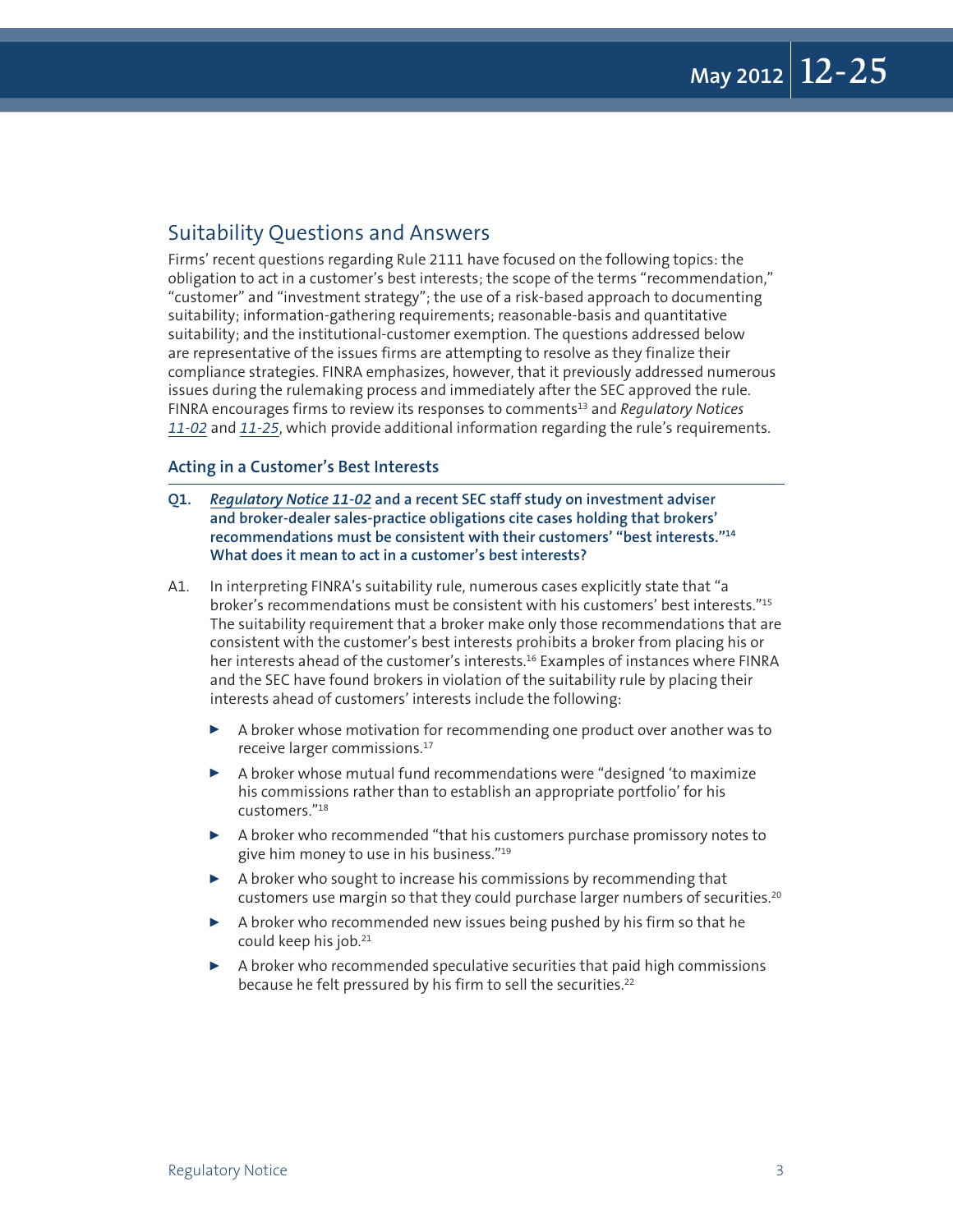## Suitability Questions and Answers

Firms' recent questions regarding Rule 2111 have focused on the following topics: the obligation to act in a customer's best interests; the scope of the terms "recommendation," "customer" and "investment strategy"; the use of a risk-based approach to documenting suitability; information-gathering requirements; reasonable-basis and quantitative suitability; and the institutional-customer exemption. The questions addressed below are representative of the issues firms are attempting to resolve as they finalize their compliance strategies. FINRA emphasizes, however, that it previously addressed numerous issues during the rulemaking process and immediately after the SEC approved the rule. FINRA encourages firms to review its responses to comments[13] and *Regulatory Notices 11-02* and *11-25*, which provide additional information regarding the rule's requirements.

### Acting in a Customer's Best Interests

**Q1. *Regulatory Notice 11-02* and a recent SEC staff study on investment adviser and broker-dealer sales-practice obligations cite cases holding that brokers' recommendations must be consistent with their customers' "best interests."[14] What does it mean to act in a customer's best interests?**

A1. In interpreting FINRA's suitability rule, numerous cases explicitly state that "a broker's recommendations must be consistent with his customers' best interests."[15] The suitability requirement that a broker make only those recommendations that are consistent with the customer's best interests prohibits a broker from placing his or her interests ahead of the customer's interests.[16] Examples of instances where FINRA and the SEC have found brokers in violation of the suitability rule by placing their interests ahead of customers' interests include the following:

- A broker whose motivation for recommending one product over another was to receive larger commissions.[17]
- A broker whose mutual fund recommendations were "designed 'to maximize his commissions rather than to establish an appropriate portfolio' for his customers."[18]
- A broker who recommended "that his customers purchase promissory notes to give him money to use in his business."[19]
- A broker who sought to increase his commissions by recommending that customers use margin so that they could purchase larger numbers of securities.[20]
- A broker who recommended new issues being pushed by his firm so that he could keep his job.[21]
- A broker who recommended speculative securities that paid high commissions because he felt pressured by his firm to sell the securities.[22]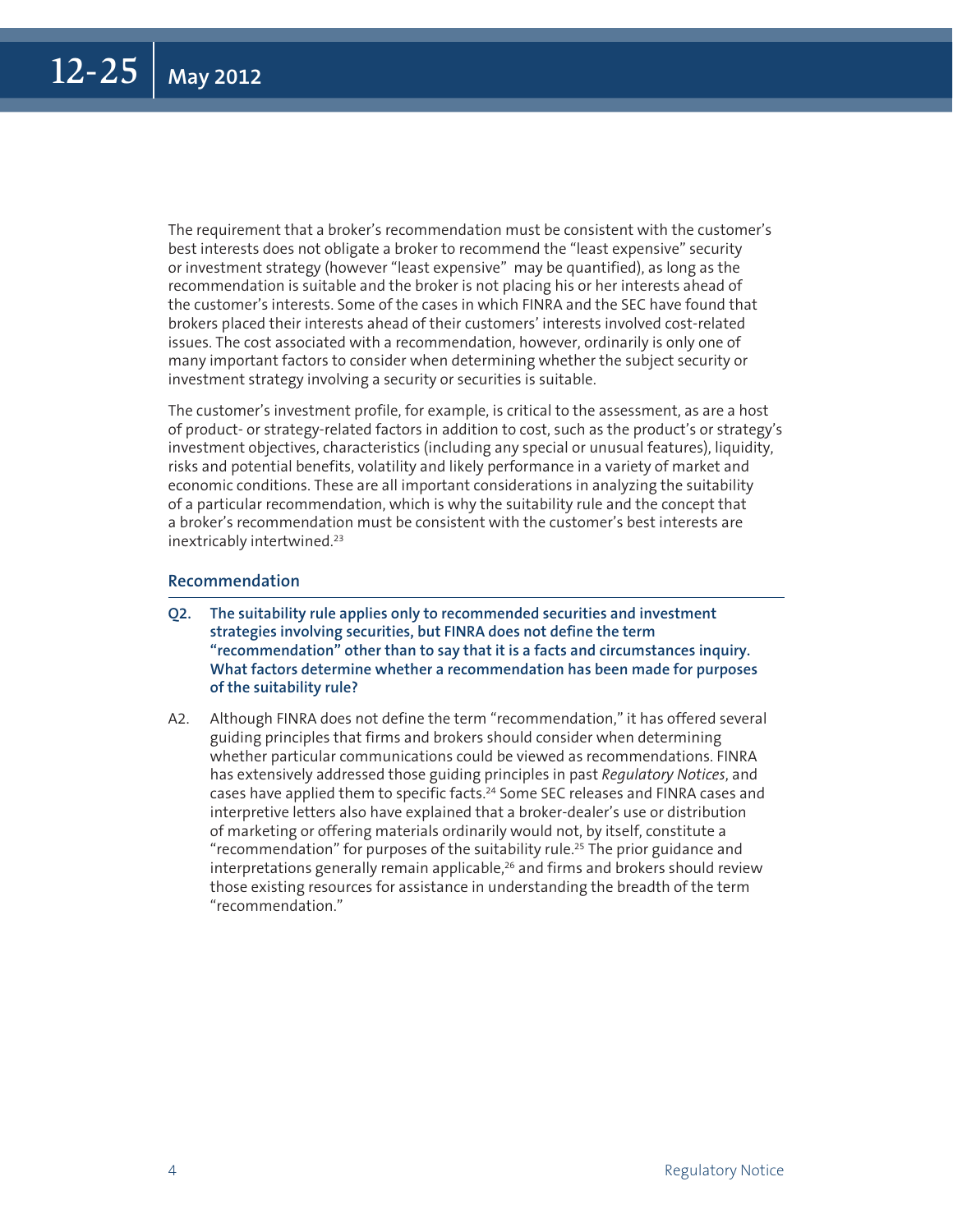The requirement that a broker's recommendation must be consistent with the customer's best interests does not obligate a broker to recommend the "least expensive" security or investment strategy (however "least expensive" may be quantified), as long as the recommendation is suitable and the broker is not placing his or her interests ahead of the customer's interests. Some of the cases in which FINRA and the SEC have found that brokers placed their interests ahead of their customers' interests involved cost-related issues. The cost associated with a recommendation, however, ordinarily is only one of many important factors to consider when determining whether the subject security or investment strategy involving a security or securities is suitable.

The customer's investment profile, for example, is critical to the assessment, as are a host of product- or strategy-related factors in addition to cost, such as the product's or strategy's investment objectives, characteristics (including any special or unusual features), liquidity, risks and potential benefits, volatility and likely performance in a variety of market and economic conditions. These are all important considerations in analyzing the suitability of a particular recommendation, which is why the suitability rule and the concept that a broker's recommendation must be consistent with the customer's best interests are inextricably intertwined.[23]

### Recommendation

**Q2. The suitability rule applies only to recommended securities and investment strategies involving securities, but FINRA does not define the term "recommendation" other than to say that it is a facts and circumstances inquiry. What factors determine whether a recommendation has been made for purposes of the suitability rule?**

A2. Although FINRA does not define the term "recommendation," it has offered several guiding principles that firms and brokers should consider when determining whether particular communications could be viewed as recommendations. FINRA has extensively addressed those guiding principles in past *Regulatory Notices*, and cases have applied them to specific facts.[24] Some SEC releases and FINRA cases and interpretive letters also have explained that a broker-dealer's use or distribution of marketing or offering materials ordinarily would not, by itself, constitute a "recommendation" for purposes of the suitability rule.[25] The prior guidance and interpretations generally remain applicable,[26] and firms and brokers should review those existing resources for assistance in understanding the breadth of the term "recommendation."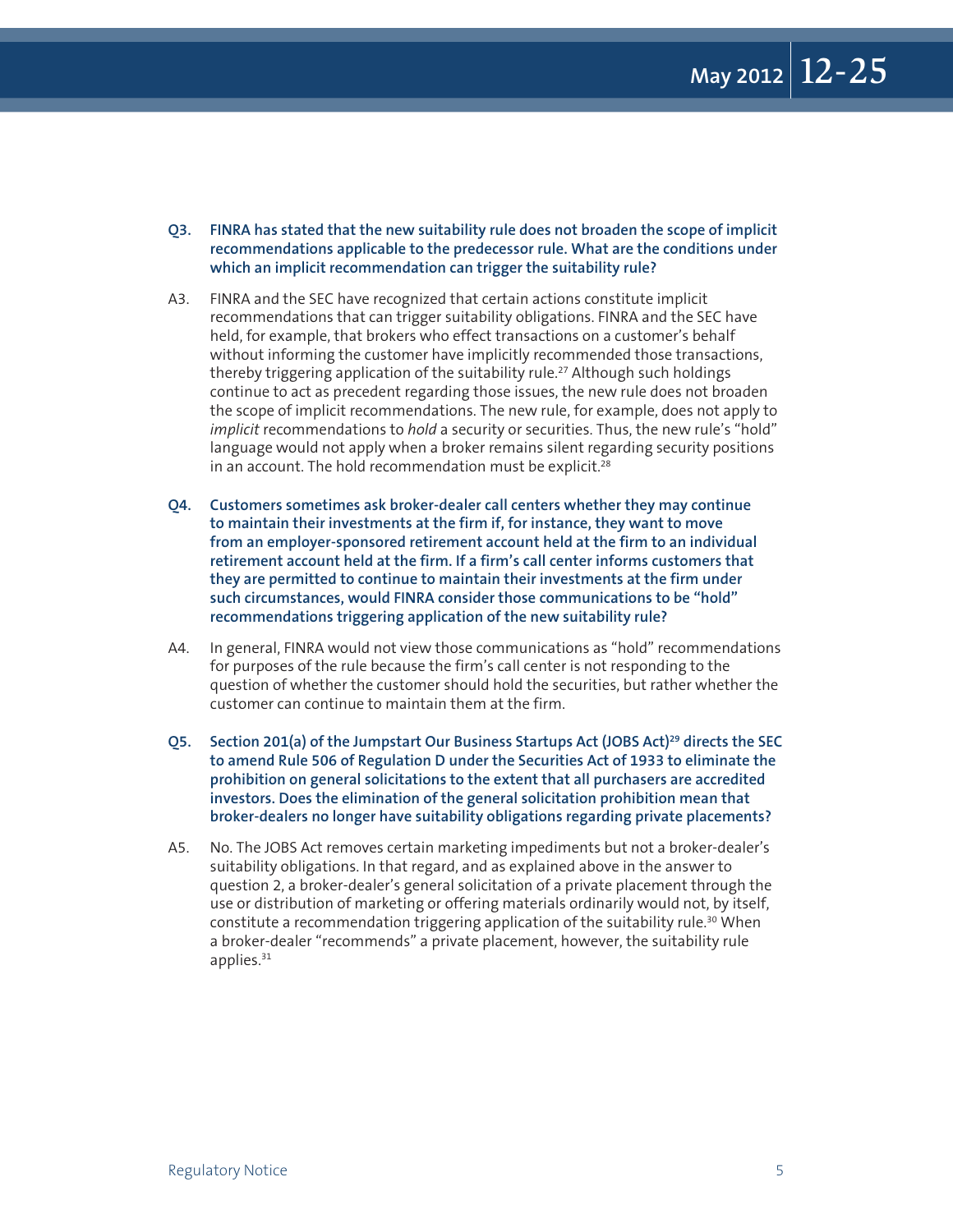**Q3. FINRA has stated that the new suitability rule does not broaden the scope of implicit recommendations applicable to the predecessor rule. What are the conditions under which an implicit recommendation can trigger the suitability rule?**

A3. FINRA and the SEC have recognized that certain actions constitute implicit recommendations that can trigger suitability obligations. FINRA and the SEC have held, for example, that brokers who effect transactions on a customer's behalf without informing the customer have implicitly recommended those transactions, thereby triggering application of the suitability rule.[27] Although such holdings continue to act as precedent regarding those issues, the new rule does not broaden the scope of implicit recommendations. The new rule, for example, does not apply to *implicit* recommendations to *hold* a security or securities. Thus, the new rule's "hold" language would not apply when a broker remains silent regarding security positions in an account. The hold recommendation must be explicit.[28]

**Q4. Customers sometimes ask broker-dealer call centers whether they may continue to maintain their investments at the firm if, for instance, they want to move from an employer-sponsored retirement account held at the firm to an individual retirement account held at the firm. If a firm's call center informs customers that they are permitted to continue to maintain their investments at the firm under such circumstances, would FINRA consider those communications to be "hold" recommendations triggering application of the new suitability rule?**

A4. In general, FINRA would not view those communications as "hold" recommendations for purposes of the rule because the firm's call center is not responding to the question of whether the customer should hold the securities, but rather whether the customer can continue to maintain them at the firm.

**Q5. Section 201(a) of the Jumpstart Our Business Startups Act (JOBS Act)[29] directs the SEC to amend Rule 506 of Regulation D under the Securities Act of 1933 to eliminate the prohibition on general solicitations to the extent that all purchasers are accredited investors. Does the elimination of the general solicitation prohibition mean that broker-dealers no longer have suitability obligations regarding private placements?**

A5. No. The JOBS Act removes certain marketing impediments but not a broker-dealer's suitability obligations. In that regard, and as explained above in the answer to question 2, a broker-dealer's general solicitation of a private placement through the use or distribution of marketing or offering materials ordinarily would not, by itself, constitute a recommendation triggering application of the suitability rule.[30] When a broker-dealer "recommends" a private placement, however, the suitability rule applies.[31]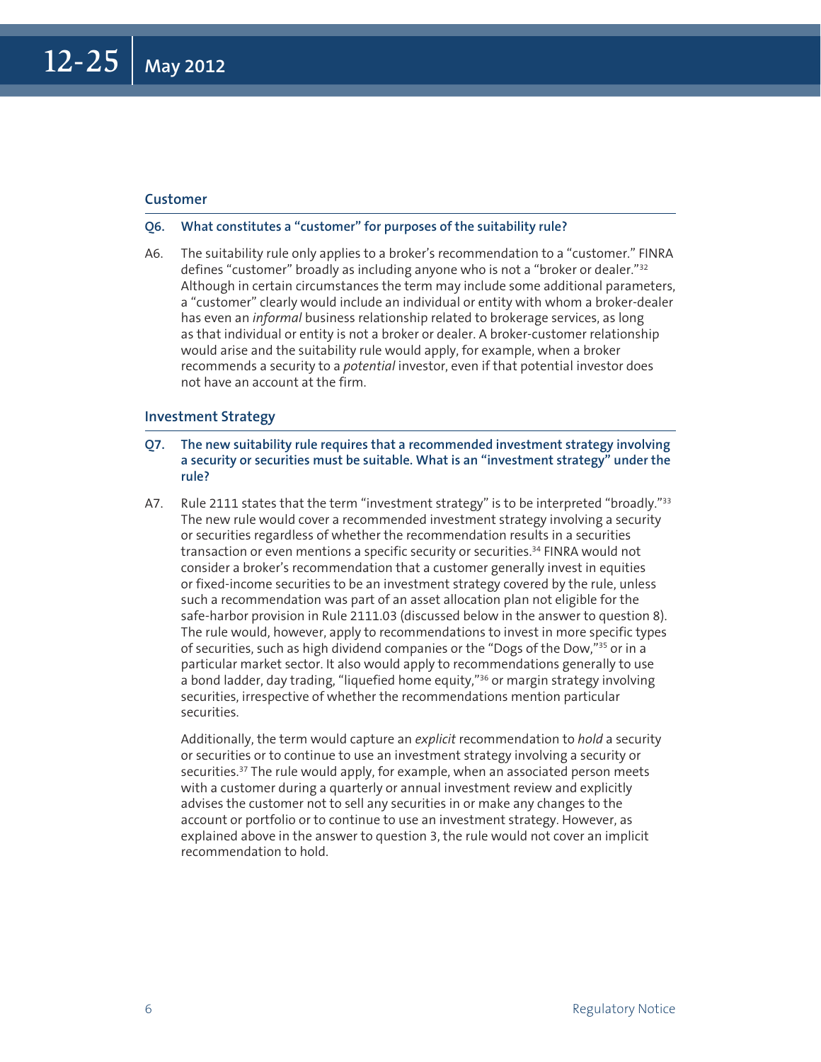## Customer

**Q6. What constitutes a "customer" for purposes of the suitability rule?**

A6. The suitability rule only applies to a broker's recommendation to a "customer." FINRA defines "customer" broadly as including anyone who is not a "broker or dealer."[32] Although in certain circumstances the term may include some additional parameters, a "customer" clearly would include an individual or entity with whom a broker-dealer has even an *informal* business relationship related to brokerage services, as long as that individual or entity is not a broker or dealer. A broker-customer relationship would arise and the suitability rule would apply, for example, when a broker recommends a security to a *potential* investor, even if that potential investor does not have an account at the firm.

## Investment Strategy

**Q7. The new suitability rule requires that a recommended investment strategy involving a security or securities must be suitable. What is an "investment strategy" under the rule?**

A7. Rule 2111 states that the term "investment strategy" is to be interpreted "broadly."[33] The new rule would cover a recommended investment strategy involving a security or securities regardless of whether the recommendation results in a securities transaction or even mentions a specific security or securities.[34] FINRA would not consider a broker's recommendation that a customer generally invest in equities or fixed-income securities to be an investment strategy covered by the rule, unless such a recommendation was part of an asset allocation plan not eligible for the safe-harbor provision in Rule 2111.03 (discussed below in the answer to question 8). The rule would, however, apply to recommendations to invest in more specific types of securities, such as high dividend companies or the "Dogs of the Dow,"[35] or in a particular market sector. It also would apply to recommendations generally to use a bond ladder, day trading, "liquefied home equity,"[36] or margin strategy involving securities, irrespective of whether the recommendations mention particular securities.

Additionally, the term would capture an *explicit* recommendation to *hold* a security or securities or to continue to use an investment strategy involving a security or securities.[37] The rule would apply, for example, when an associated person meets with a customer during a quarterly or annual investment review and explicitly advises the customer not to sell any securities in or make any changes to the account or portfolio or to continue to use an investment strategy. However, as explained above in the answer to question 3, the rule would not cover an implicit recommendation to hold.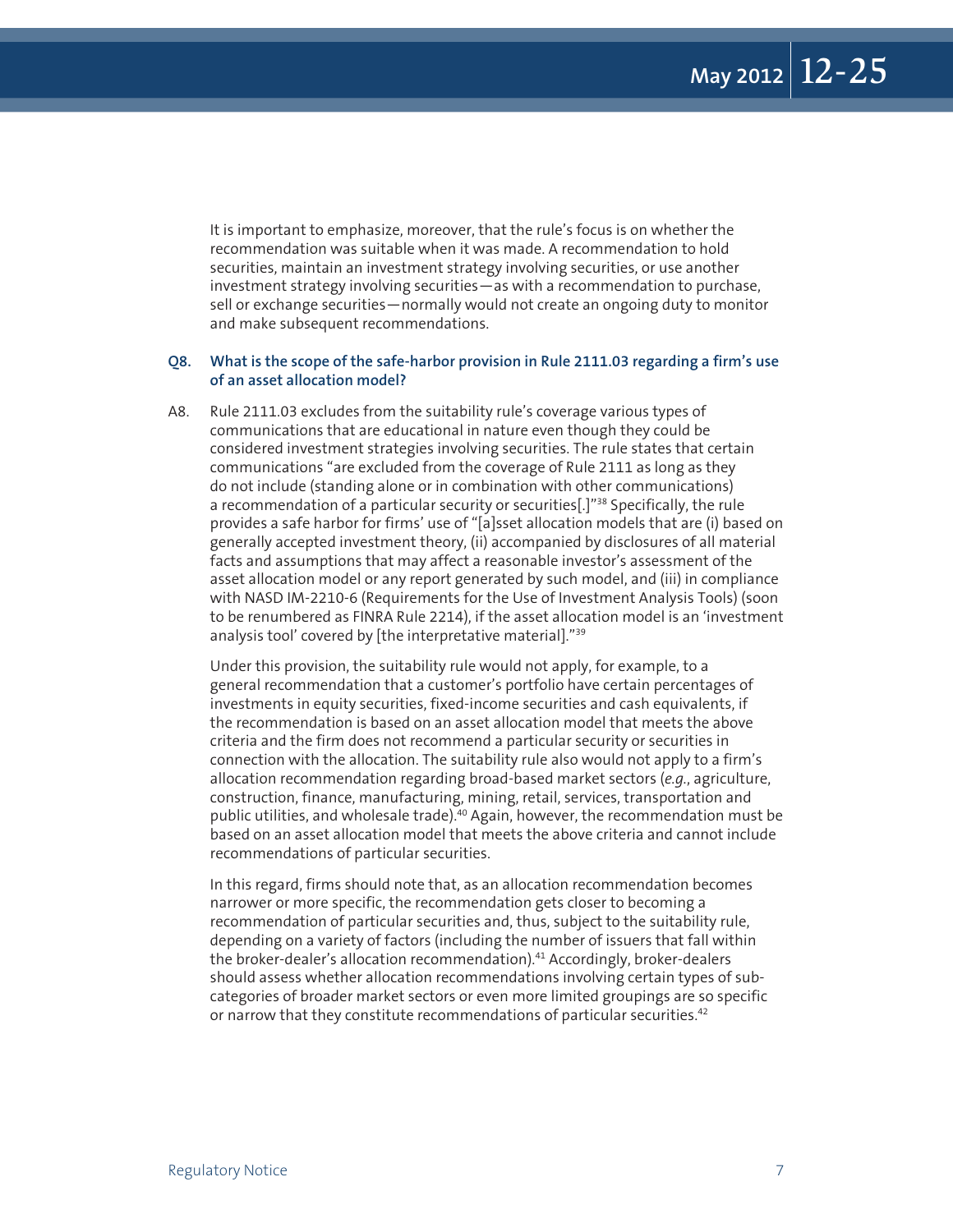It is important to emphasize, moreover, that the rule's focus is on whether the recommendation was suitable when it was made. A recommendation to hold securities, maintain an investment strategy involving securities, or use another investment strategy involving securities—as with a recommendation to purchase, sell or exchange securities—normally would not create an ongoing duty to monitor and make subsequent recommendations.

**Q8. What is the scope of the safe-harbor provision in Rule 2111.03 regarding a firm's use of an asset allocation model?**

A8. Rule 2111.03 excludes from the suitability rule's coverage various types of communications that are educational in nature even though they could be considered investment strategies involving securities. The rule states that certain communications "are excluded from the coverage of Rule 2111 as long as they do not include (standing alone or in combination with other communications) a recommendation of a particular security or securities[.]"[38] Specifically, the rule provides a safe harbor for firms' use of "[a]sset allocation models that are (i) based on generally accepted investment theory, (ii) accompanied by disclosures of all material facts and assumptions that may affect a reasonable investor's assessment of the asset allocation model or any report generated by such model, and (iii) in compliance with NASD IM-2210-6 (Requirements for the Use of Investment Analysis Tools) (soon to be renumbered as FINRA Rule 2214), if the asset allocation model is an 'investment analysis tool' covered by [the interpretative material]."[39]

Under this provision, the suitability rule would not apply, for example, to a general recommendation that a customer's portfolio have certain percentages of investments in equity securities, fixed-income securities and cash equivalents, if the recommendation is based on an asset allocation model that meets the above criteria and the firm does not recommend a particular security or securities in connection with the allocation. The suitability rule also would not apply to a firm's allocation recommendation regarding broad-based market sectors (*e.g.*, agriculture, construction, finance, manufacturing, mining, retail, services, transportation and public utilities, and wholesale trade).[40] Again, however, the recommendation must be based on an asset allocation model that meets the above criteria and cannot include recommendations of particular securities.

In this regard, firms should note that, as an allocation recommendation becomes narrower or more specific, the recommendation gets closer to becoming a recommendation of particular securities and, thus, subject to the suitability rule, depending on a variety of factors (including the number of issuers that fall within the broker-dealer's allocation recommendation).[41] Accordingly, broker-dealers should assess whether allocation recommendations involving certain types of sub-categories of broader market sectors or even more limited groupings are so specific or narrow that they constitute recommendations of particular securities.[42]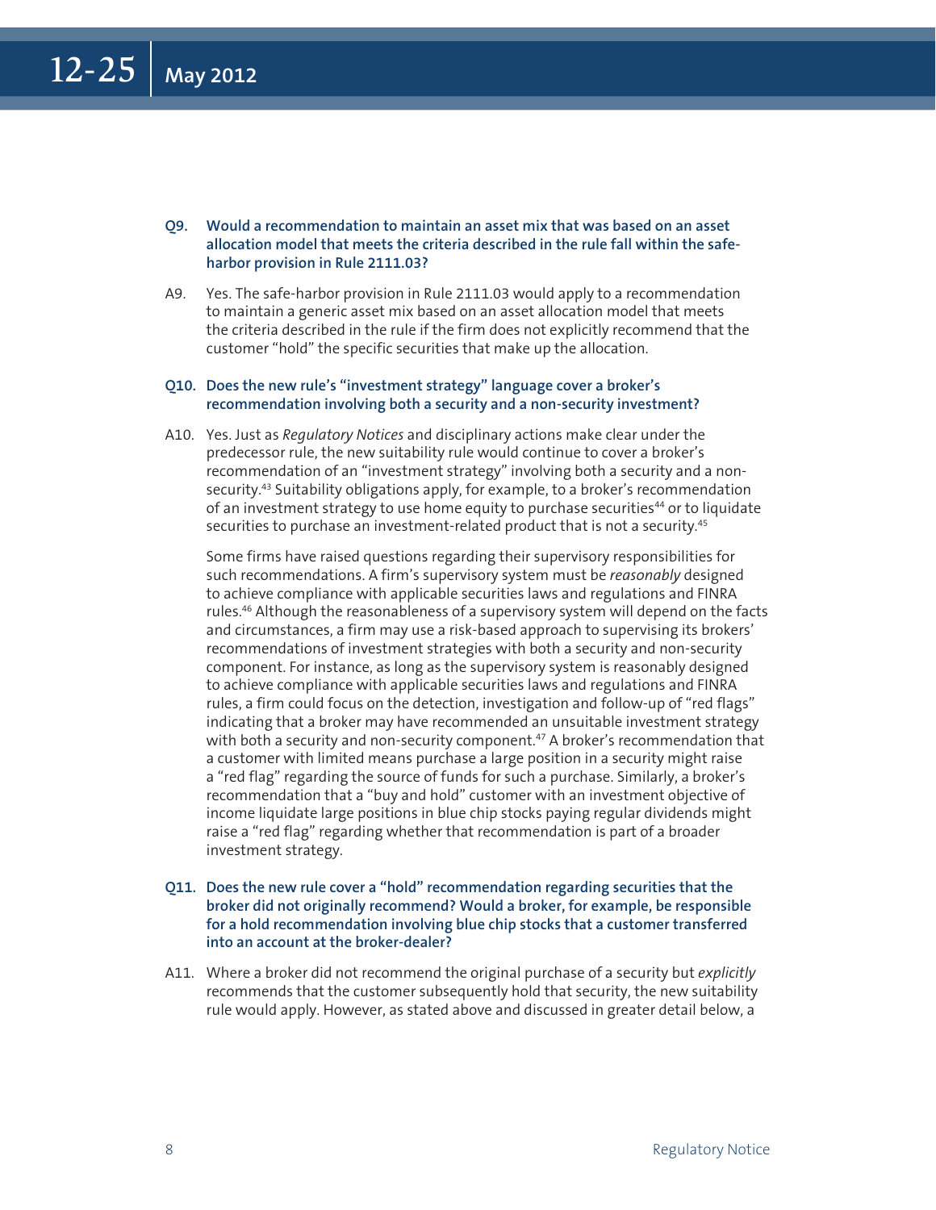**Q9. Would a recommendation to maintain an asset mix that was based on an asset allocation model that meets the criteria described in the rule fall within the safe-harbor provision in Rule 2111.03?**

A9. Yes. The safe-harbor provision in Rule 2111.03 would apply to a recommendation to maintain a generic asset mix based on an asset allocation model that meets the criteria described in the rule if the firm does not explicitly recommend that the customer "hold" the specific securities that make up the allocation.

**Q10. Does the new rule's "investment strategy" language cover a broker's recommendation involving both a security and a non-security investment?**

A10. Yes. Just as *Regulatory Notices* and disciplinary actions make clear under the predecessor rule, the new suitability rule would continue to cover a broker's recommendation of an "investment strategy" involving both a security and a non-security.[43] Suitability obligations apply, for example, to a broker's recommendation of an investment strategy to use home equity to purchase securities[44] or to liquidate securities to purchase an investment-related product that is not a security.[45]

Some firms have raised questions regarding their supervisory responsibilities for such recommendations. A firm's supervisory system must be *reasonably* designed to achieve compliance with applicable securities laws and regulations and FINRA rules.[46] Although the reasonableness of a supervisory system will depend on the facts and circumstances, a firm may use a risk-based approach to supervising its brokers' recommendations of investment strategies with both a security and non-security component. For instance, as long as the supervisory system is reasonably designed to achieve compliance with applicable securities laws and regulations and FINRA rules, a firm could focus on the detection, investigation and follow-up of "red flags" indicating that a broker may have recommended an unsuitable investment strategy with both a security and non-security component.[47] A broker's recommendation that a customer with limited means purchase a large position in a security might raise a "red flag" regarding the source of funds for such a purchase. Similarly, a broker's recommendation that a "buy and hold" customer with an investment objective of income liquidate large positions in blue chip stocks paying regular dividends might raise a "red flag" regarding whether that recommendation is part of a broader investment strategy.

**Q11. Does the new rule cover a "hold" recommendation regarding securities that the broker did not originally recommend? Would a broker, for example, be responsible for a hold recommendation involving blue chip stocks that a customer transferred into an account at the broker-dealer?**

A11. Where a broker did not recommend the original purchase of a security but *explicitly* recommends that the customer subsequently hold that security, the new suitability rule would apply. However, as stated above and discussed in greater detail below, a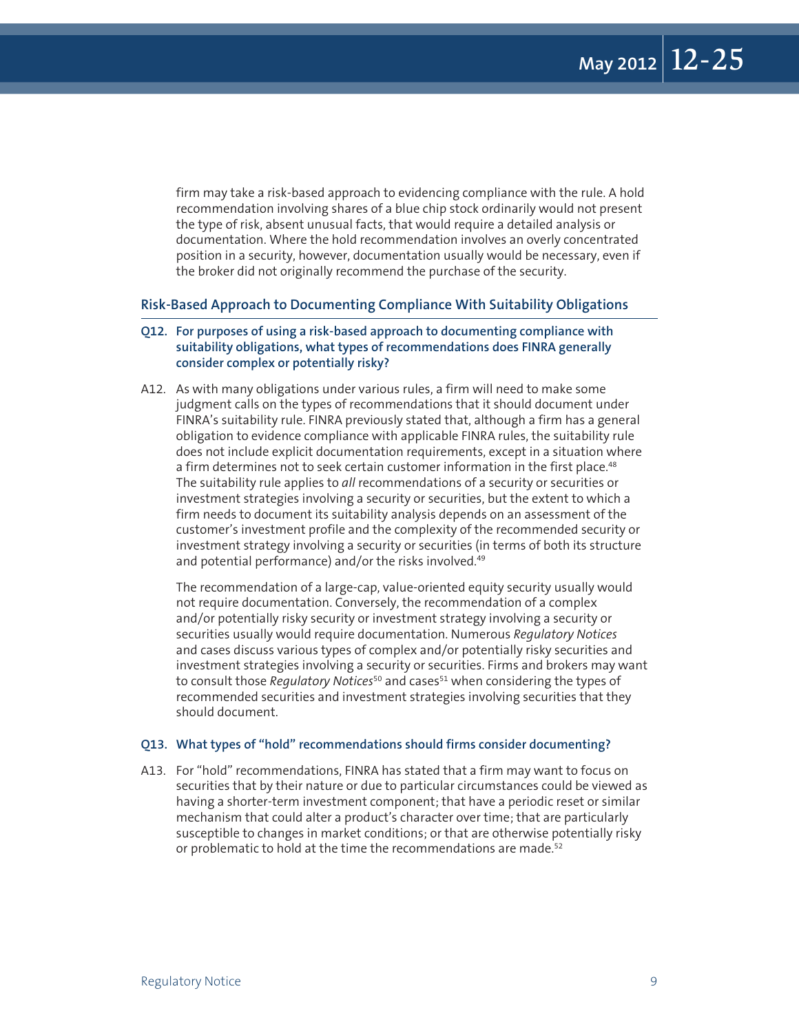firm may take a risk-based approach to evidencing compliance with the rule. A hold recommendation involving shares of a blue chip stock ordinarily would not present the type of risk, absent unusual facts, that would require a detailed analysis or documentation. Where the hold recommendation involves an overly concentrated position in a security, however, documentation usually would be necessary, even if the broker did not originally recommend the purchase of the security.

## Risk-Based Approach to Documenting Compliance With Suitability Obligations

**Q12. For purposes of using a risk-based approach to documenting compliance with suitability obligations, what types of recommendations does FINRA generally consider complex or potentially risky?**

A12. As with many obligations under various rules, a firm will need to make some judgment calls on the types of recommendations that it should document under FINRA's suitability rule. FINRA previously stated that, although a firm has a general obligation to evidence compliance with applicable FINRA rules, the suitability rule does not include explicit documentation requirements, except in a situation where a firm determines not to seek certain customer information in the first place.[48] The suitability rule applies to *all* recommendations of a security or securities or investment strategies involving a security or securities, but the extent to which a firm needs to document its suitability analysis depends on an assessment of the customer's investment profile and the complexity of the recommended security or investment strategy involving a security or securities (in terms of both its structure and potential performance) and/or the risks involved.[49]

The recommendation of a large-cap, value-oriented equity security usually would not require documentation. Conversely, the recommendation of a complex and/or potentially risky security or investment strategy involving a security or securities usually would require documentation. Numerous *Regulatory Notices* and cases discuss various types of complex and/or potentially risky securities and investment strategies involving a security or securities. Firms and brokers may want to consult those *Regulatory Notices*[50] and cases[51] when considering the types of recommended securities and investment strategies involving securities that they should document.

**Q13. What types of "hold" recommendations should firms consider documenting?**

A13. For "hold" recommendations, FINRA has stated that a firm may want to focus on securities that by their nature or due to particular circumstances could be viewed as having a shorter-term investment component; that have a periodic reset or similar mechanism that could alter a product's character over time; that are particularly susceptible to changes in market conditions; or that are otherwise potentially risky or problematic to hold at the time the recommendations are made.[52]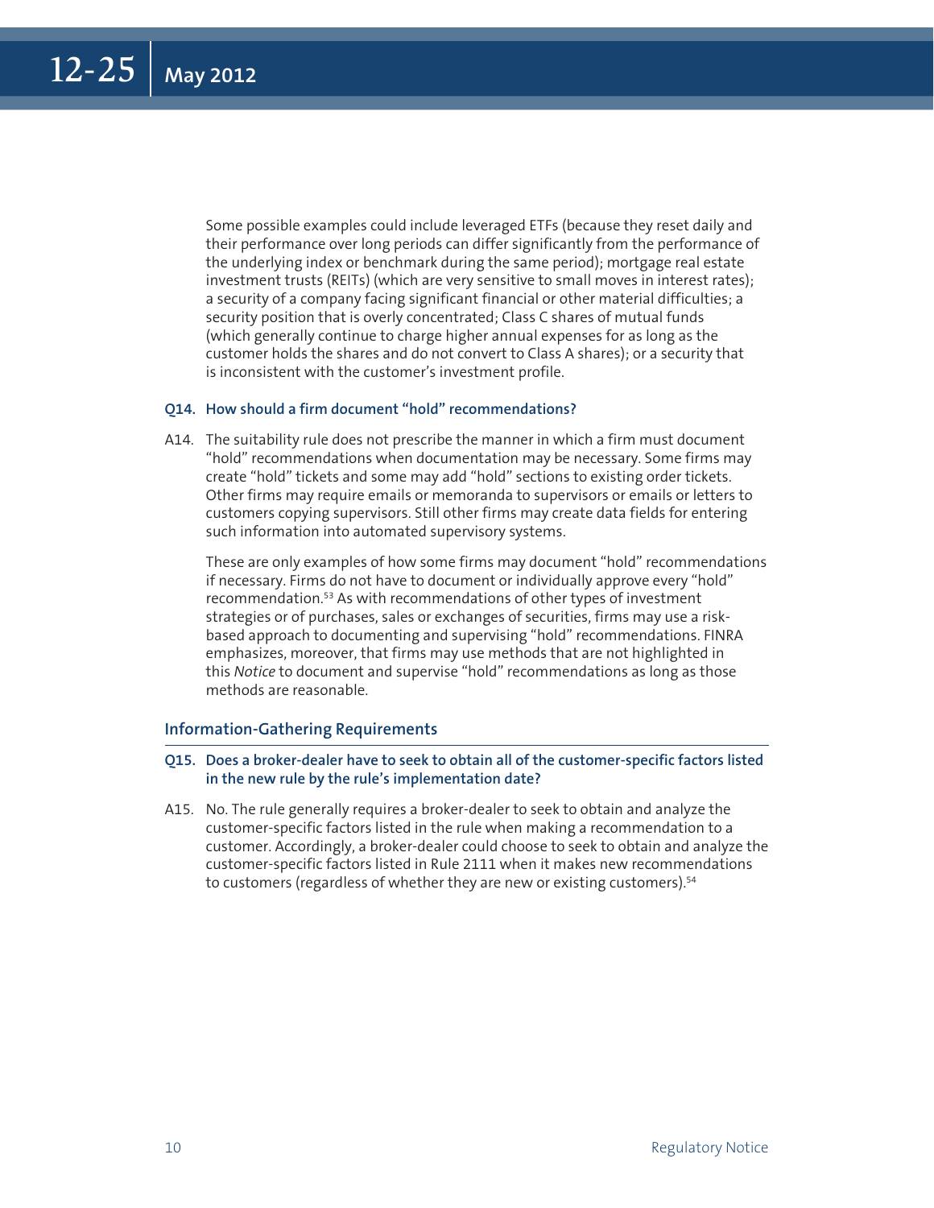Some possible examples could include leveraged ETFs (because they reset daily and their performance over long periods can differ significantly from the performance of the underlying index or benchmark during the same period); mortgage real estate investment trusts (REITs) (which are very sensitive to small moves in interest rates); a security of a company facing significant financial or other material difficulties; a security position that is overly concentrated; Class C shares of mutual funds (which generally continue to charge higher annual expenses for as long as the customer holds the shares and do not convert to Class A shares); or a security that is inconsistent with the customer's investment profile.

**Q14. How should a firm document "hold" recommendations?**

A14. The suitability rule does not prescribe the manner in which a firm must document "hold" recommendations when documentation may be necessary. Some firms may create "hold" tickets and some may add "hold" sections to existing order tickets. Other firms may require emails or memoranda to supervisors or emails or letters to customers copying supervisors. Still other firms may create data fields for entering such information into automated supervisory systems.

These are only examples of how some firms may document "hold" recommendations if necessary. Firms do not have to document or individually approve every "hold" recommendation.[53] As with recommendations of other types of investment strategies or of purchases, sales or exchanges of securities, firms may use a risk-based approach to documenting and supervising "hold" recommendations. FINRA emphasizes, moreover, that firms may use methods that are not highlighted in this *Notice* to document and supervise "hold" recommendations as long as those methods are reasonable.

## Information-Gathering Requirements

**Q15. Does a broker-dealer have to seek to obtain all of the customer-specific factors listed in the new rule by the rule's implementation date?**

A15. No. The rule generally requires a broker-dealer to seek to obtain and analyze the customer-specific factors listed in the rule when making a recommendation to a customer. Accordingly, a broker-dealer could choose to seek to obtain and analyze the customer-specific factors listed in Rule 2111 when it makes new recommendations to customers (regardless of whether they are new or existing customers).[54]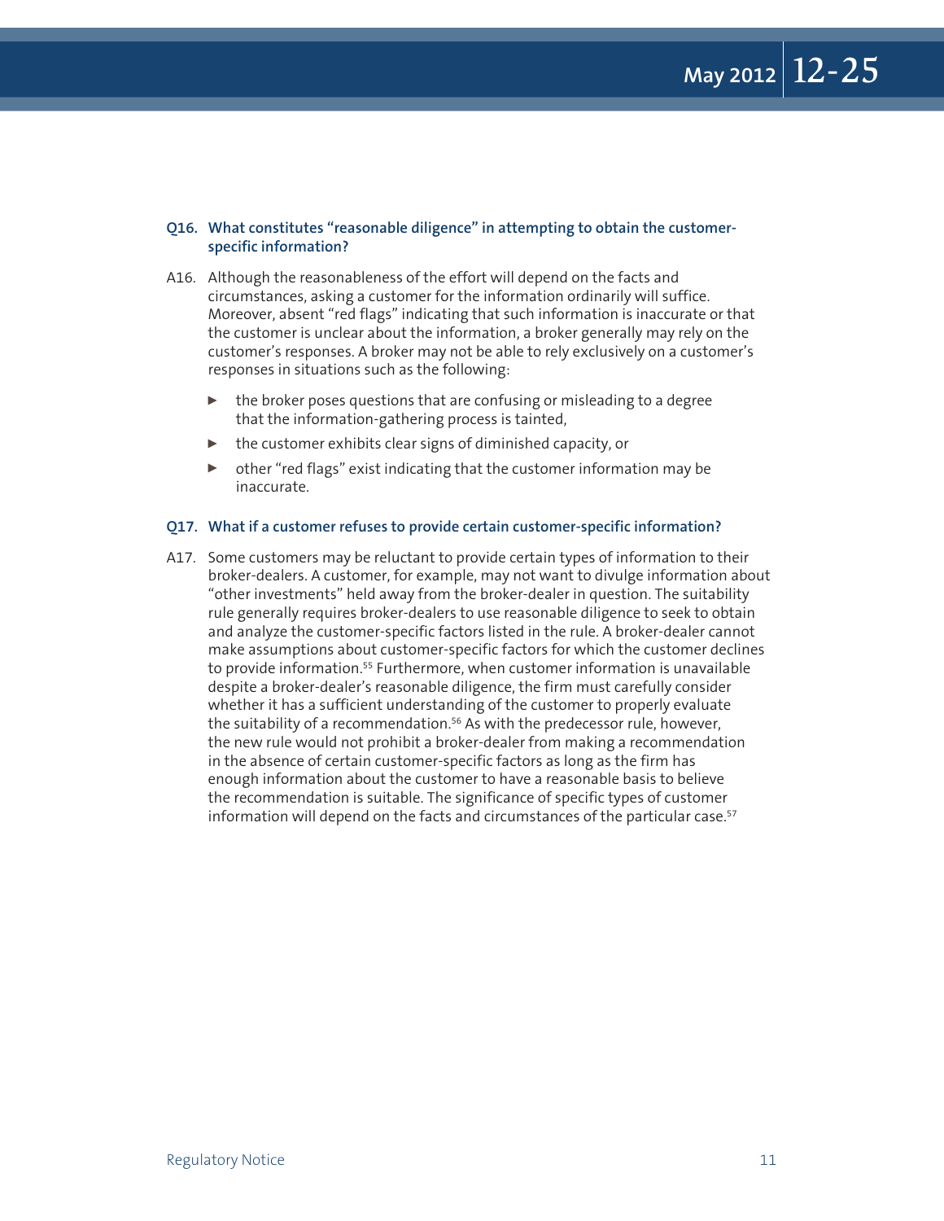**Q16. What constitutes "reasonable diligence" in attempting to obtain the customer-specific information?**

A16. Although the reasonableness of the effort will depend on the facts and circumstances, asking a customer for the information ordinarily will suffice. Moreover, absent "red flags" indicating that such information is inaccurate or that the customer is unclear about the information, a broker generally may rely on the customer's responses. A broker may not be able to rely exclusively on a customer's responses in situations such as the following:

- the broker poses questions that are confusing or misleading to a degree that the information-gathering process is tainted,
- the customer exhibits clear signs of diminished capacity, or
- other "red flags" exist indicating that the customer information may be inaccurate.

**Q17. What if a customer refuses to provide certain customer-specific information?**

A17. Some customers may be reluctant to provide certain types of information to their broker-dealers. A customer, for example, may not want to divulge information about "other investments" held away from the broker-dealer in question. The suitability rule generally requires broker-dealers to use reasonable diligence to seek to obtain and analyze the customer-specific factors listed in the rule. A broker-dealer cannot make assumptions about customer-specific factors for which the customer declines to provide information.[55] Furthermore, when customer information is unavailable despite a broker-dealer's reasonable diligence, the firm must carefully consider whether it has a sufficient understanding of the customer to properly evaluate the suitability of a recommendation.[56] As with the predecessor rule, however, the new rule would not prohibit a broker-dealer from making a recommendation in the absence of certain customer-specific factors as long as the firm has enough information about the customer to have a reasonable basis to believe the recommendation is suitable. The significance of specific types of customer information will depend on the facts and circumstances of the particular case.[57]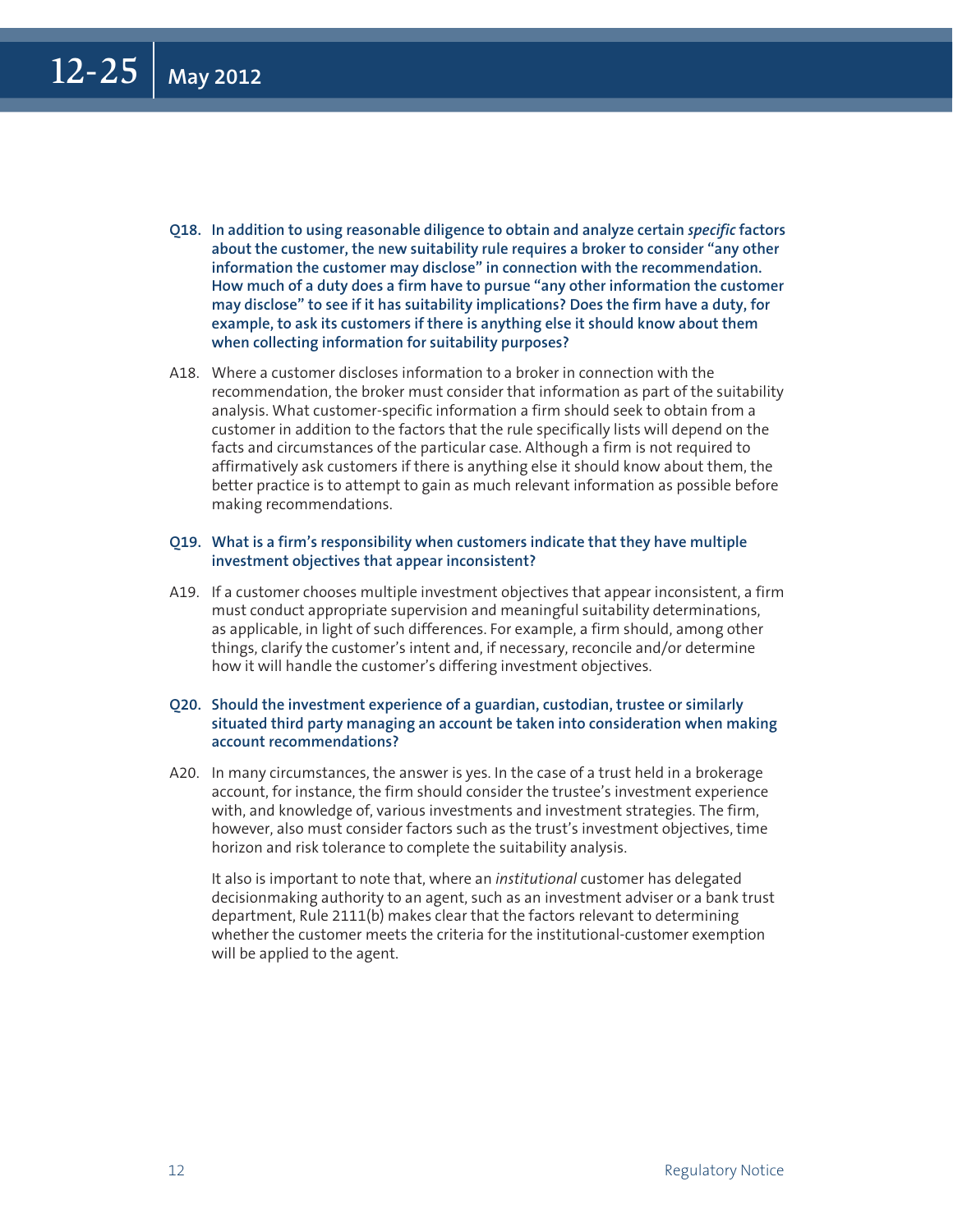**Q18. In addition to using reasonable diligence to obtain and analyze certain *specific* factors about the customer, the new suitability rule requires a broker to consider "any other information the customer may disclose" in connection with the recommendation. How much of a duty does a firm have to pursue "any other information the customer may disclose" to see if it has suitability implications? Does the firm have a duty, for example, to ask its customers if there is anything else it should know about them when collecting information for suitability purposes?**

A18. Where a customer discloses information to a broker in connection with the recommendation, the broker must consider that information as part of the suitability analysis. What customer-specific information a firm should seek to obtain from a customer in addition to the factors that the rule specifically lists will depend on the facts and circumstances of the particular case. Although a firm is not required to affirmatively ask customers if there is anything else it should know about them, the better practice is to attempt to gain as much relevant information as possible before making recommendations.

**Q19. What is a firm's responsibility when customers indicate that they have multiple investment objectives that appear inconsistent?**

A19. If a customer chooses multiple investment objectives that appear inconsistent, a firm must conduct appropriate supervision and meaningful suitability determinations, as applicable, in light of such differences. For example, a firm should, among other things, clarify the customer's intent and, if necessary, reconcile and/or determine how it will handle the customer's differing investment objectives.

**Q20. Should the investment experience of a guardian, custodian, trustee or similarly situated third party managing an account be taken into consideration when making account recommendations?**

A20. In many circumstances, the answer is yes. In the case of a trust held in a brokerage account, for instance, the firm should consider the trustee's investment experience with, and knowledge of, various investments and investment strategies. The firm, however, also must consider factors such as the trust's investment objectives, time horizon and risk tolerance to complete the suitability analysis.

It also is important to note that, where an *institutional* customer has delegated decisionmaking authority to an agent, such as an investment adviser or a bank trust department, Rule 2111(b) makes clear that the factors relevant to determining whether the customer meets the criteria for the institutional-customer exemption will be applied to the agent.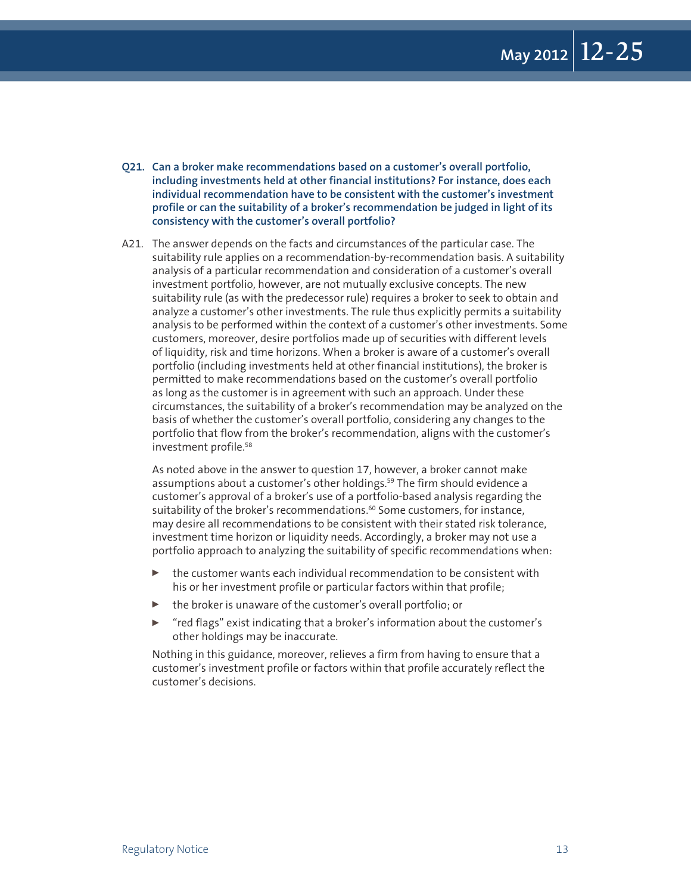**Q21. Can a broker make recommendations based on a customer's overall portfolio, including investments held at other financial institutions? For instance, does each individual recommendation have to be consistent with the customer's investment profile or can the suitability of a broker's recommendation be judged in light of its consistency with the customer's overall portfolio?**

A21. The answer depends on the facts and circumstances of the particular case. The suitability rule applies on a recommendation-by-recommendation basis. A suitability analysis of a particular recommendation and consideration of a customer's overall investment portfolio, however, are not mutually exclusive concepts. The new suitability rule (as with the predecessor rule) requires a broker to seek to obtain and analyze a customer's other investments. The rule thus explicitly permits a suitability analysis to be performed within the context of a customer's other investments. Some customers, moreover, desire portfolios made up of securities with different levels of liquidity, risk and time horizons. When a broker is aware of a customer's overall portfolio (including investments held at other financial institutions), the broker is permitted to make recommendations based on the customer's overall portfolio as long as the customer is in agreement with such an approach. Under these circumstances, the suitability of a broker's recommendation may be analyzed on the basis of whether the customer's overall portfolio, considering any changes to the portfolio that flow from the broker's recommendation, aligns with the customer's investment profile.[58]

As noted above in the answer to question 17, however, a broker cannot make assumptions about a customer's other holdings.[59] The firm should evidence a customer's approval of a broker's use of a portfolio-based analysis regarding the suitability of the broker's recommendations.[60] Some customers, for instance, may desire all recommendations to be consistent with their stated risk tolerance, investment time horizon or liquidity needs. Accordingly, a broker may not use a portfolio approach to analyzing the suitability of specific recommendations when:

- the customer wants each individual recommendation to be consistent with his or her investment profile or particular factors within that profile;
- the broker is unaware of the customer's overall portfolio; or
- "red flags" exist indicating that a broker's information about the customer's other holdings may be inaccurate.

Nothing in this guidance, moreover, relieves a firm from having to ensure that a customer's investment profile or factors within that profile accurately reflect the customer's decisions.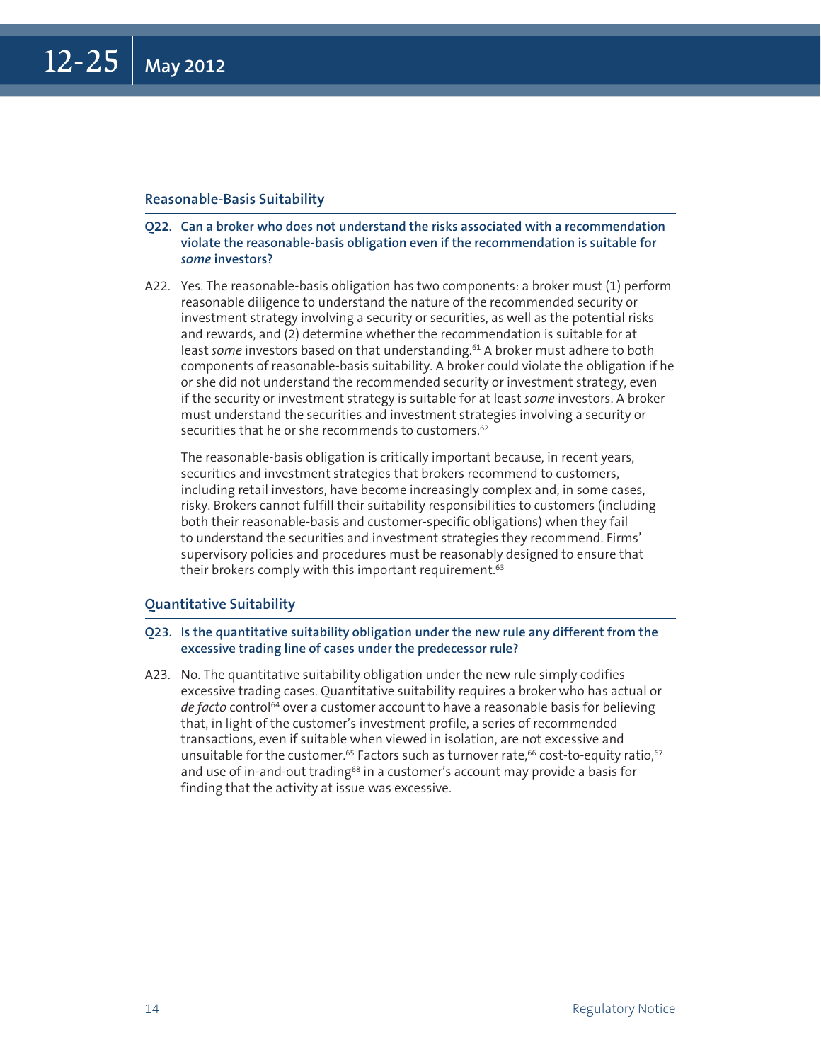## Reasonable-Basis Suitability

**Q22. Can a broker who does not understand the risks associated with a recommendation violate the reasonable-basis obligation even if the recommendation is suitable for *some* investors?**

A22. Yes. The reasonable-basis obligation has two components: a broker must (1) perform reasonable diligence to understand the nature of the recommended security or investment strategy involving a security or securities, as well as the potential risks and rewards, and (2) determine whether the recommendation is suitable for at least *some* investors based on that understanding.[61] A broker must adhere to both components of reasonable-basis suitability. A broker could violate the obligation if he or she did not understand the recommended security or investment strategy, even if the security or investment strategy is suitable for at least *some* investors. A broker must understand the securities and investment strategies involving a security or securities that he or she recommends to customers.[62]

The reasonable-basis obligation is critically important because, in recent years, securities and investment strategies that brokers recommend to customers, including retail investors, have become increasingly complex and, in some cases, risky. Brokers cannot fulfill their suitability responsibilities to customers (including both their reasonable-basis and customer-specific obligations) when they fail to understand the securities and investment strategies they recommend. Firms' supervisory policies and procedures must be reasonably designed to ensure that their brokers comply with this important requirement.[63]

## Quantitative Suitability

**Q23. Is the quantitative suitability obligation under the new rule any different from the excessive trading line of cases under the predecessor rule?**

A23. No. The quantitative suitability obligation under the new rule simply codifies excessive trading cases. Quantitative suitability requires a broker who has actual or *de facto* control[64] over a customer account to have a reasonable basis for believing that, in light of the customer's investment profile, a series of recommended transactions, even if suitable when viewed in isolation, are not excessive and unsuitable for the customer.[65] Factors such as turnover rate,[66] cost-to-equity ratio,[67] and use of in-and-out trading[68] in a customer's account may provide a basis for finding that the activity at issue was excessive.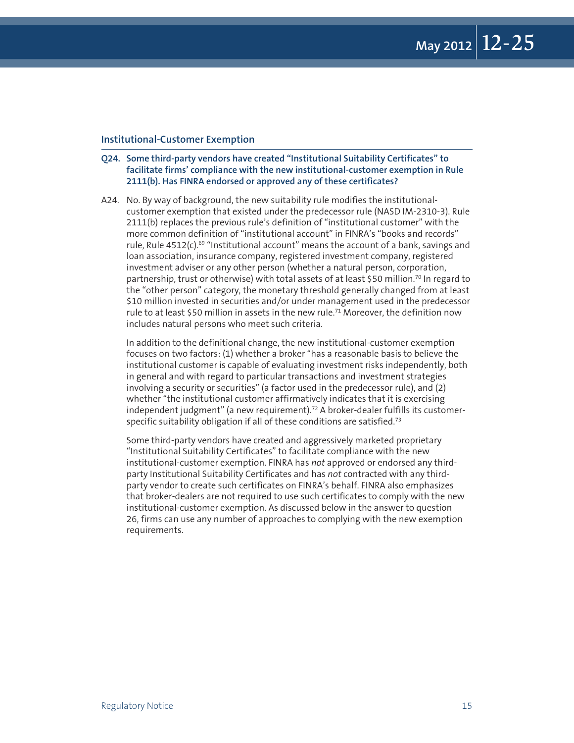## Institutional-Customer Exemption

**Q24. Some third-party vendors have created "Institutional Suitability Certificates" to facilitate firms' compliance with the new institutional-customer exemption in Rule 2111(b). Has FINRA endorsed or approved any of these certificates?**

A24. No. By way of background, the new suitability rule modifies the institutional-customer exemption that existed under the predecessor rule (NASD IM-2310-3). Rule 2111(b) replaces the previous rule's definition of "institutional customer" with the more common definition of "institutional account" in FINRA's "books and records" rule, Rule 4512(c).[69] "Institutional account" means the account of a bank, savings and loan association, insurance company, registered investment company, registered investment adviser or any other person (whether a natural person, corporation, partnership, trust or otherwise) with total assets of at least $50 million.[70] In regard to the "other person" category, the monetary threshold generally changed from at least $10 million invested in securities and/or under management used in the predecessor rule to at least $50 million in assets in the new rule.[71] Moreover, the definition now includes natural persons who meet such criteria.

In addition to the definitional change, the new institutional-customer exemption focuses on two factors: (1) whether a broker "has a reasonable basis to believe the institutional customer is capable of evaluating investment risks independently, both in general and with regard to particular transactions and investment strategies involving a security or securities" (a factor used in the predecessor rule), and (2) whether "the institutional customer affirmatively indicates that it is exercising independent judgment" (a new requirement).[72] A broker-dealer fulfills its customer-specific suitability obligation if all of these conditions are satisfied.[73]

Some third-party vendors have created and aggressively marketed proprietary "Institutional Suitability Certificates" to facilitate compliance with the new institutional-customer exemption. FINRA has *not* approved or endorsed any third-party Institutional Suitability Certificates and has *not* contracted with any third-party vendor to create such certificates on FINRA's behalf. FINRA also emphasizes that broker-dealers are not required to use such certificates to comply with the new institutional-customer exemption. As discussed below in the answer to question 26, firms can use any number of approaches to complying with the new exemption requirements.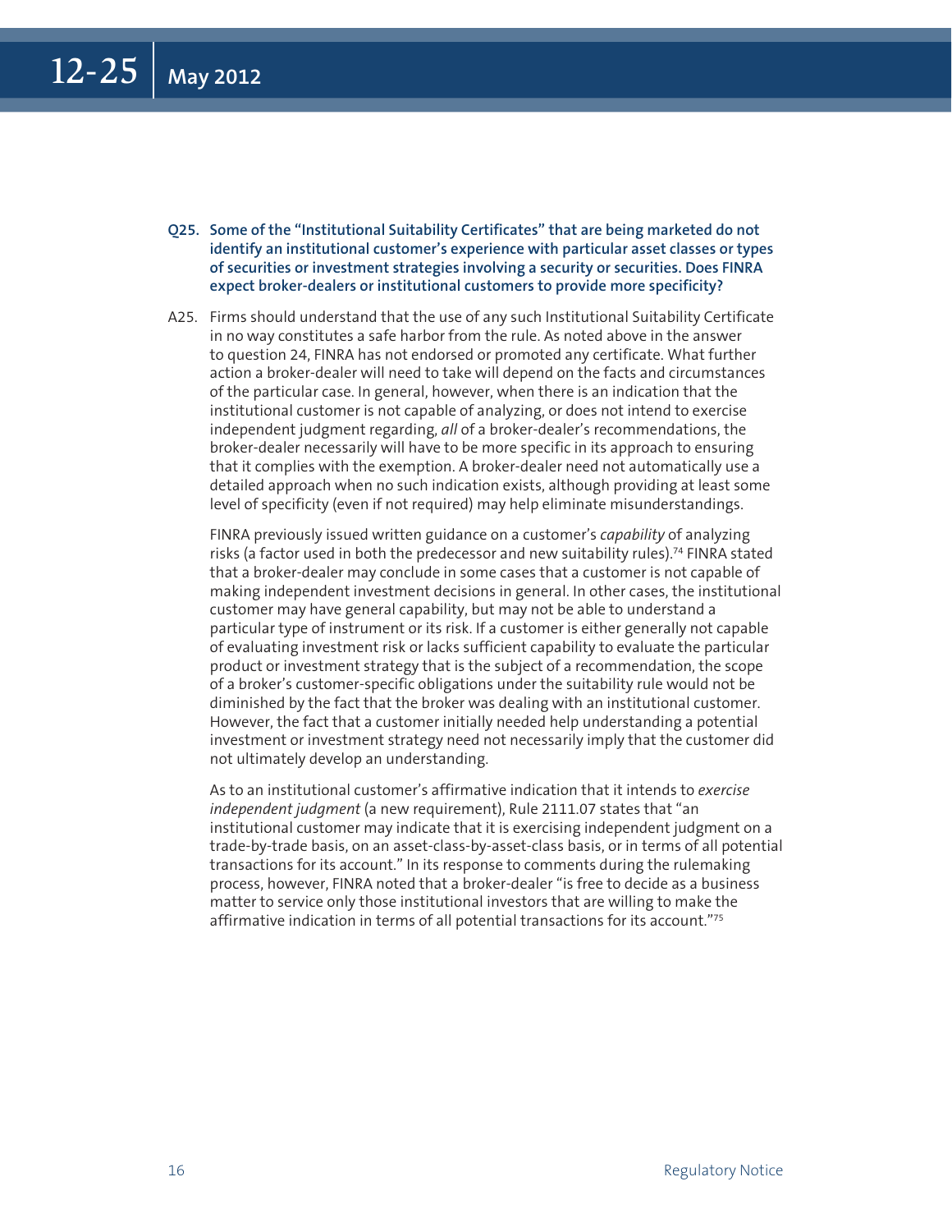**Q25. Some of the "Institutional Suitability Certificates" that are being marketed do not identify an institutional customer's experience with particular asset classes or types of securities or investment strategies involving a security or securities. Does FINRA expect broker-dealers or institutional customers to provide more specificity?**

A25. Firms should understand that the use of any such Institutional Suitability Certificate in no way constitutes a safe harbor from the rule. As noted above in the answer to question 24, FINRA has not endorsed or promoted any certificate. What further action a broker-dealer will need to take will depend on the facts and circumstances of the particular case. In general, however, when there is an indication that the institutional customer is not capable of analyzing, or does not intend to exercise independent judgment regarding, *all* of a broker-dealer's recommendations, the broker-dealer necessarily will have to be more specific in its approach to ensuring that it complies with the exemption. A broker-dealer need not automatically use a detailed approach when no such indication exists, although providing at least some level of specificity (even if not required) may help eliminate misunderstandings.

FINRA previously issued written guidance on a customer's *capability* of analyzing risks (a factor used in both the predecessor and new suitability rules).[74] FINRA stated that a broker-dealer may conclude in some cases that a customer is not capable of making independent investment decisions in general. In other cases, the institutional customer may have general capability, but may not be able to understand a particular type of instrument or its risk. If a customer is either generally not capable of evaluating investment risk or lacks sufficient capability to evaluate the particular product or investment strategy that is the subject of a recommendation, the scope of a broker's customer-specific obligations under the suitability rule would not be diminished by the fact that the broker was dealing with an institutional customer. However, the fact that a customer initially needed help understanding a potential investment or investment strategy need not necessarily imply that the customer did not ultimately develop an understanding.

As to an institutional customer's affirmative indication that it intends to *exercise independent judgment* (a new requirement), Rule 2111.07 states that "an institutional customer may indicate that it is exercising independent judgment on a trade-by-trade basis, on an asset-class-by-asset-class basis, or in terms of all potential transactions for its account." In its response to comments during the rulemaking process, however, FINRA noted that a broker-dealer "is free to decide as a business matter to service only those institutional investors that are willing to make the affirmative indication in terms of all potential transactions for its account."[75]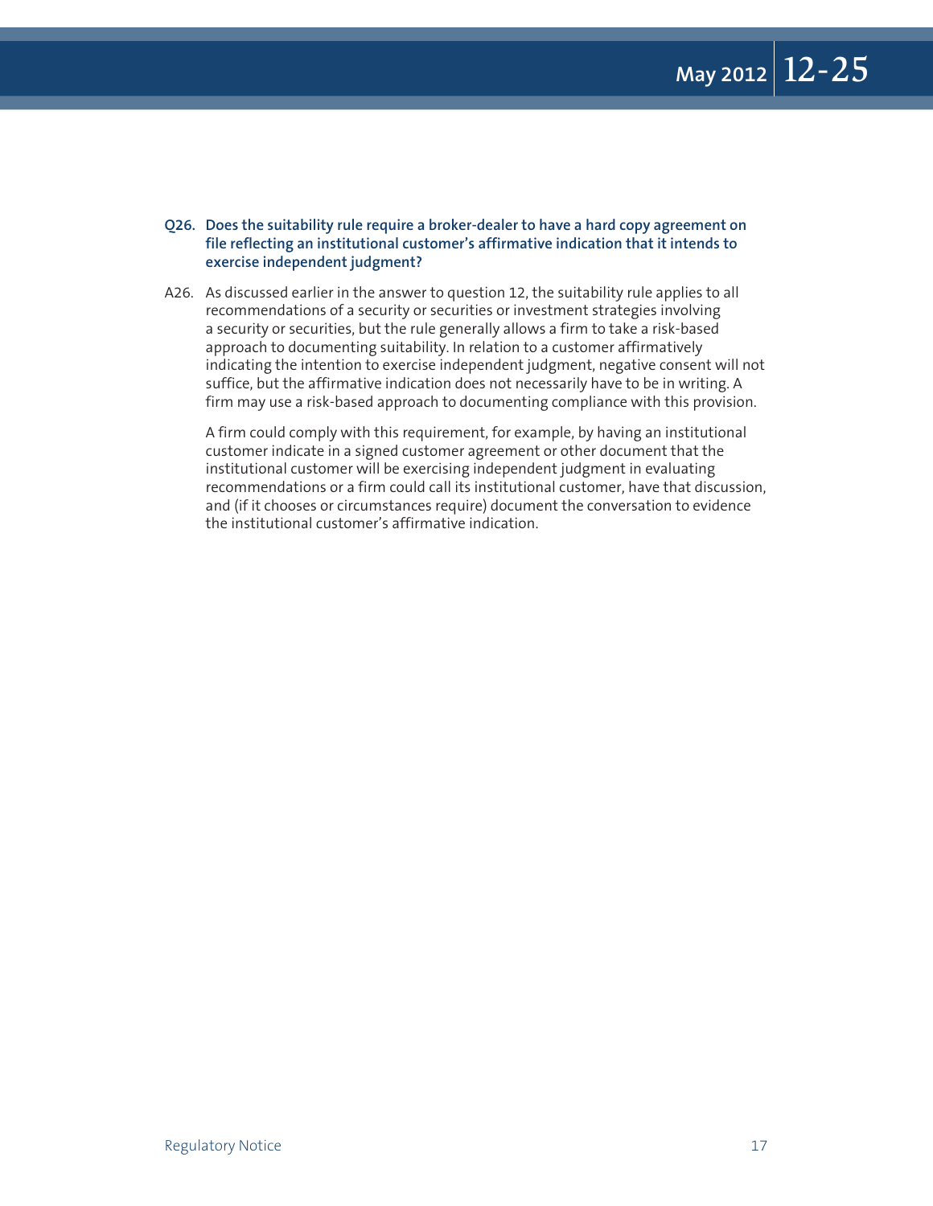**Q26. Does the suitability rule require a broker-dealer to have a hard copy agreement on file reflecting an institutional customer's affirmative indication that it intends to exercise independent judgment?**

A26. As discussed earlier in the answer to question 12, the suitability rule applies to all recommendations of a security or securities or investment strategies involving a security or securities, but the rule generally allows a firm to take a risk-based approach to documenting suitability. In relation to a customer affirmatively indicating the intention to exercise independent judgment, negative consent will not suffice, but the affirmative indication does not necessarily have to be in writing. A firm may use a risk-based approach to documenting compliance with this provision.

A firm could comply with this requirement, for example, by having an institutional customer indicate in a signed customer agreement or other document that the institutional customer will be exercising independent judgment in evaluating recommendations or a firm could call its institutional customer, have that discussion, and (if it chooses or circumstances require) document the conversation to evidence the institutional customer's affirmative indication.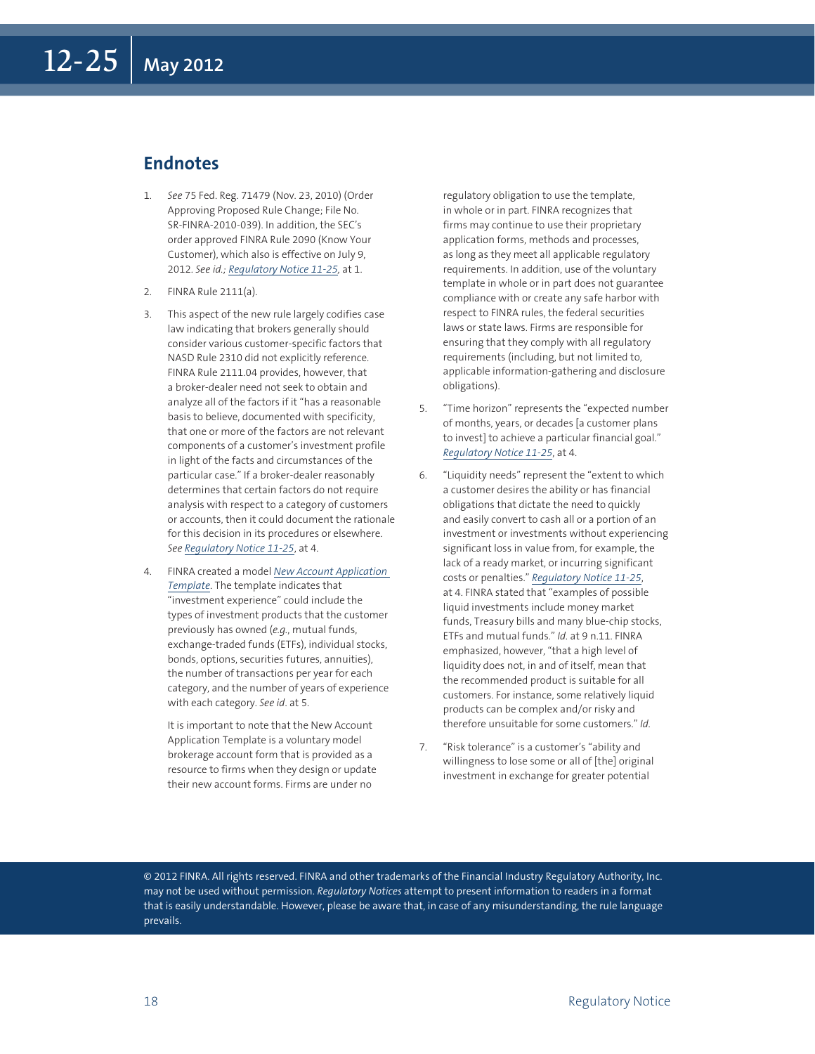## Endnotes

1. *See* 75 Fed. Reg. 71479 (Nov. 23, 2010) (Order Approving Proposed Rule Change; File No. SR-FINRA-2010-039). In addition, the SEC's order approved FINRA Rule 2090 (Know Your Customer), which also is effective on July 9, 2012. *See id.*; *Regulatory Notice 11-25*, at 1.

2. FINRA Rule 2111(a).

3. This aspect of the new rule largely codifies case law indicating that brokers generally should consider various customer-specific factors that NASD Rule 2310 did not explicitly reference. FINRA Rule 2111.04 provides, however, that a broker-dealer need not seek to obtain and analyze all of the factors if it "has a reasonable basis to believe, documented with specificity, that one or more of the factors are not relevant components of a customer's investment profile in light of the facts and circumstances of the particular case." If a broker-dealer reasonably determines that certain factors do not require analysis with respect to a category of customers or accounts, then it could document the rationale for this decision in its procedures or elsewhere. *See Regulatory Notice 11-25*, at 4.

4. FINRA created a model *New Account Application Template*. The template indicates that "investment experience" could include the types of investment products that the customer previously has owned (*e.g.*, mutual funds, exchange-traded funds (ETFs), individual stocks, bonds, options, securities futures, annuities), the number of transactions per year for each category, and the number of years of experience with each category. *See id*. at 5.

   It is important to note that the New Account Application Template is a voluntary model brokerage account form that is provided as a resource to firms when they design or update their new account forms. Firms are under no regulatory obligation to use the template, in whole or in part. FINRA recognizes that firms may continue to use their proprietary application forms, methods and processes, as long as they meet all applicable regulatory requirements. In addition, use of the voluntary template in whole or in part does not guarantee compliance with or create any safe harbor with respect to FINRA rules, the federal securities laws or state laws. Firms are responsible for ensuring that they comply with all regulatory requirements (including, but not limited to, applicable information-gathering and disclosure obligations).

5. "Time horizon" represents the "expected number of months, years, or decades [a customer plans to invest] to achieve a particular financial goal." *Regulatory Notice 11-25*, at 4.

6. "Liquidity needs" represent the "extent to which a customer desires the ability or has financial obligations that dictate the need to quickly and easily convert to cash all or a portion of an investment or investments without experiencing significant loss in value from, for example, the lack of a ready market, or incurring significant costs or penalties." *Regulatory Notice 11-25*, at 4. FINRA stated that "examples of possible liquid investments include money market funds, Treasury bills and many blue-chip stocks, ETFs and mutual funds." *Id.* at 9 n.11. FINRA emphasized, however, "that a high level of liquidity does not, in and of itself, mean that the recommended product is suitable for all customers. For instance, some relatively liquid products can be complex and/or risky and therefore unsuitable for some customers." *Id.*

7. "Risk tolerance" is a customer's "ability and willingness to lose some or all of [the] original investment in exchange for greater potential

© 2012 FINRA. All rights reserved. FINRA and other trademarks of the Financial Industry Regulatory Authority, Inc. may not be used without permission. *Regulatory Notices* attempt to present information to readers in a format that is easily understandable. However, please be aware that, in case of any misunderstanding, the rule language prevails.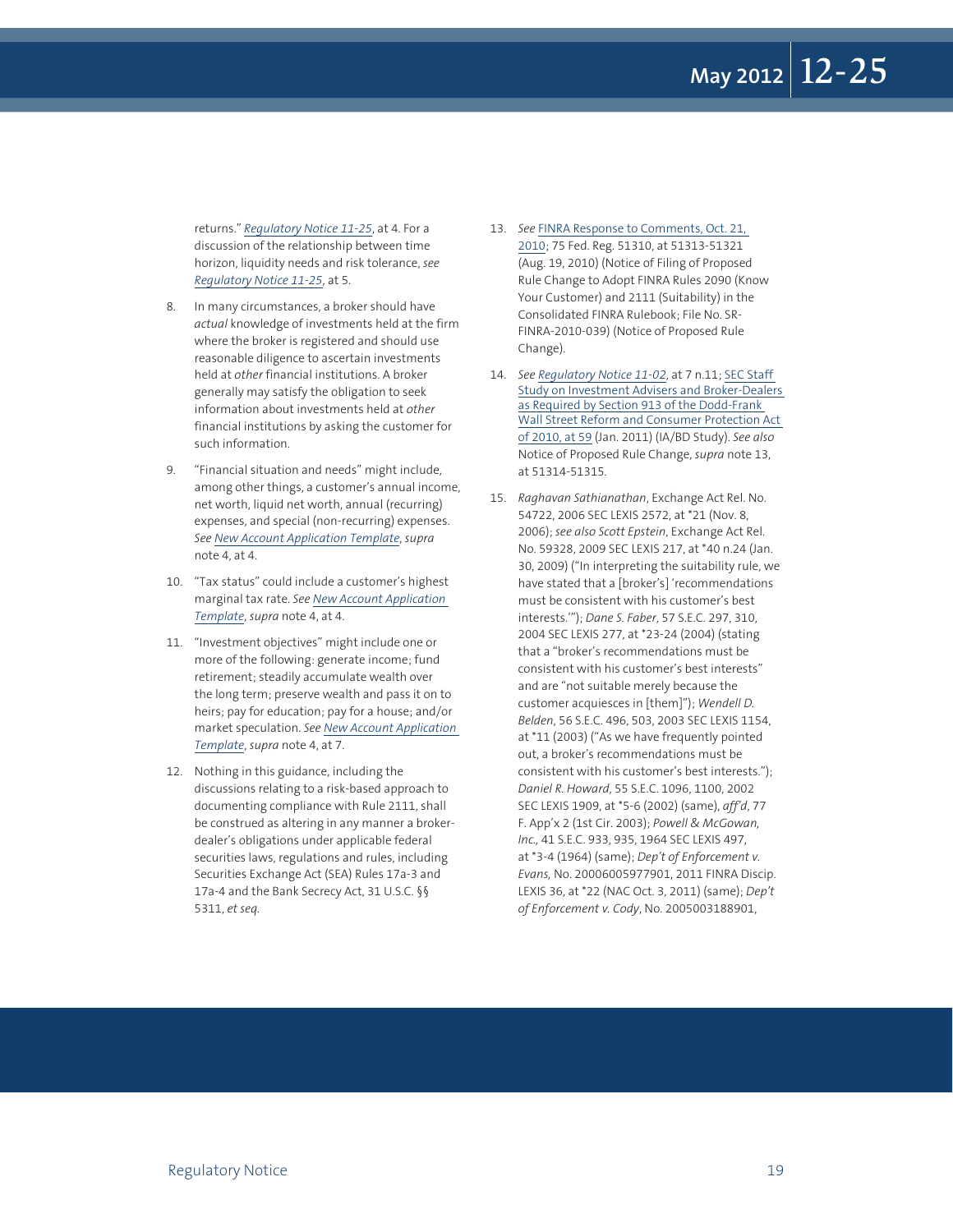returns." *Regulatory Notice 11-25*, at 4. For a discussion of the relationship between time horizon, liquidity needs and risk tolerance, *see Regulatory Notice 11-25*, at 5.

8. In many circumstances, a broker should have *actual* knowledge of investments held at the firm where the broker is registered and should use reasonable diligence to ascertain investments held at *other* financial institutions. A broker generally may satisfy the obligation to seek information about investments held at *other* financial institutions by asking the customer for such information.

9. "Financial situation and needs" might include, among other things, a customer's annual income, net worth, liquid net worth, annual (recurring) expenses, and special (non-recurring) expenses. *See New Account Application Template*, *supra* note 4, at 4.

10. "Tax status" could include a customer's highest marginal tax rate. *See New Account Application Template*, *supra* note 4, at 4.

11. "Investment objectives" might include one or more of the following: generate income; fund retirement; steadily accumulate wealth over the long term; preserve wealth and pass it on to heirs; pay for education; pay for a house; and/or market speculation. *See New Account Application Template*, *supra* note 4, at 7.

12. Nothing in this guidance, including the discussions relating to a risk-based approach to documenting compliance with Rule 2111, shall be construed as altering in any manner a broker-dealer's obligations under applicable federal securities laws, regulations and rules, including Securities Exchange Act (SEA) Rules 17a-3 and 17a-4 and the Bank Secrecy Act, 31 U.S.C. §§ 5311, *et seq.*

13. *See* FINRA Response to Comments, Oct. 21, 2010; 75 Fed. Reg. 51310, at 51313-51321 (Aug. 19, 2010) (Notice of Filing of Proposed Rule Change to Adopt FINRA Rules 2090 (Know Your Customer) and 2111 (Suitability) in the Consolidated FINRA Rulebook; File No. SR-FINRA-2010-039) (Notice of Proposed Rule Change).

14. *See Regulatory Notice 11-02*, at 7 n.11; SEC Staff Study on Investment Advisers and Broker-Dealers as Required by Section 913 of the Dodd-Frank Wall Street Reform and Consumer Protection Act of 2010, at 59 (Jan. 2011) (IA/BD Study). *See also* Notice of Proposed Rule Change, *supra* note 13, at 51314-51315.

15. *Raghavan Sathianathan*, Exchange Act Rel. No. 54722, 2006 SEC LEXIS 2572, at *21 (Nov. 8, 2006); *see also Scott Epstein*, Exchange Act Rel. No. 59328, 2009 SEC LEXIS 217, at *40 n.24 (Jan. 30, 2009) ("In interpreting the suitability rule, we have stated that a [broker's] 'recommendations must be consistent with his customer's best interests.'"); *Dane S. Faber*, 57 S.E.C. 297, 310, 2004 SEC LEXIS 277, at *23-24 (2004) (stating that a "broker's recommendations must be consistent with his customer's best interests" and are "not suitable merely because the customer acquiesces in [them]"); *Wendell D. Belden*, 56 S.E.C. 496, 503, 2003 SEC LEXIS 1154, at *11 (2003) ("As we have frequently pointed out, a broker's recommendations must be consistent with his customer's best interests."); *Daniel R. Howard*, 55 S.E.C. 1096, 1100, 2002 SEC LEXIS 1909, at *5-6 (2002) (same), *aff'd*, 77 F. App'x 2 (1st Cir. 2003); *Powell & McGowan, Inc.*, 41 S.E.C. 933, 935, 1964 SEC LEXIS 497, at *3-4 (1964) (same); *Dep't of Enforcement v. Evans*, No. 20006005977901, 2011 FINRA Discip. LEXIS 36, at *22 (NAC Oct. 3, 2011) (same); *Dep't of Enforcement v. Cody*, No. 2005003188901,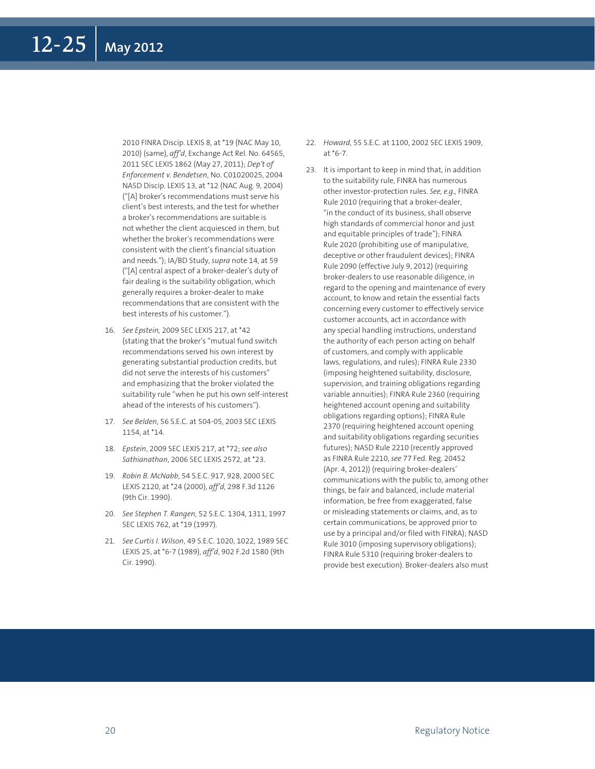2010 FINRA Discip. LEXIS 8, at *19 (NAC May 10, 2010) (same), *aff'd*, Exchange Act Rel. No. 64565, 2011 SEC LEXIS 1862 (May 27, 2011); *Dep't of Enforcement v. Bendetsen*, No. C01020025, 2004 NASD Discip. LEXIS 13, at *12 (NAC Aug. 9, 2004) ("[A] broker's recommendations must serve his client's best interests, and the test for whether a broker's recommendations are suitable is not whether the client acquiesced in them, but whether the broker's recommendations were consistent with the client's financial situation and needs."); IA/BD Study, *supra* note 14, at 59 ("[A] central aspect of a broker-dealer's duty of fair dealing is the suitability obligation, which generally requires a broker-dealer to make recommendations that are consistent with the best interests of his customer.").

16. *See Epstein,* 2009 SEC LEXIS 217, at *42 (stating that the broker's "mutual fund switch recommendations served his own interest by generating substantial production credits, but did not serve the interests of his customers" and emphasizing that the broker violated the suitability rule "when he put his own self-interest ahead of the interests of his customers").

17. *See Belden*, 56 S.E.C. at 504-05, 2003 SEC LEXIS 1154, at *14.

18. *Epstein*, 2009 SEC LEXIS 217, at *72; *see also Sathianathan*, 2006 SEC LEXIS 2572, at *23.

19. *Robin B. McNabb*, 54 S.E.C. 917, 928, 2000 SEC LEXIS 2120, at *24 (2000), *aff'd*, 298 F.3d 1126 (9th Cir. 1990).

20. *See Stephen T. Rangen*, 52 S.E.C. 1304, 1311, 1997 SEC LEXIS 762, at *19 (1997).

21. *See Curtis I. Wilson*, 49 S.E.C. 1020, 1022, 1989 SEC LEXIS 25, at *6-7 (1989), *aff'd*, 902 F.2d 1580 (9th Cir. 1990).

22. *Howard*, 55 S.E.C. at 1100, 2002 SEC LEXIS 1909, at *6-7.

23. It is important to keep in mind that, in addition to the suitability rule, FINRA has numerous other investor-protection rules. *See, e.g.,* FINRA Rule 2010 (requiring that a broker-dealer, "in the conduct of its business, shall observe high standards of commercial honor and just and equitable principles of trade"); FINRA Rule 2020 (prohibiting use of manipulative, deceptive or other fraudulent devices); FINRA Rule 2090 (effective July 9, 2012) (requiring broker-dealers to use reasonable diligence, in regard to the opening and maintenance of every account, to know and retain the essential facts concerning every customer to effectively service customer accounts, act in accordance with any special handling instructions, understand the authority of each person acting on behalf of customers, and comply with applicable laws, regulations, and rules); FINRA Rule 2330 (imposing heightened suitability, disclosure, supervision, and training obligations regarding variable annuities); FINRA Rule 2360 (requiring heightened account opening and suitability obligations regarding options); FINRA Rule 2370 (requiring heightened account opening and suitability obligations regarding securities futures); NASD Rule 2210 (recently approved as FINRA Rule 2210, *see* 77 Fed. Reg. 20452 (Apr. 4, 2012)) (requiring broker-dealers' communications with the public to, among other things, be fair and balanced, include material information, be free from exaggerated, false or misleading statements or claims, and, as to certain communications, be approved prior to use by a principal and/or filed with FINRA); NASD Rule 3010 (imposing supervisory obligations); FINRA Rule 5310 (requiring broker-dealers to provide best execution). Broker-dealers also must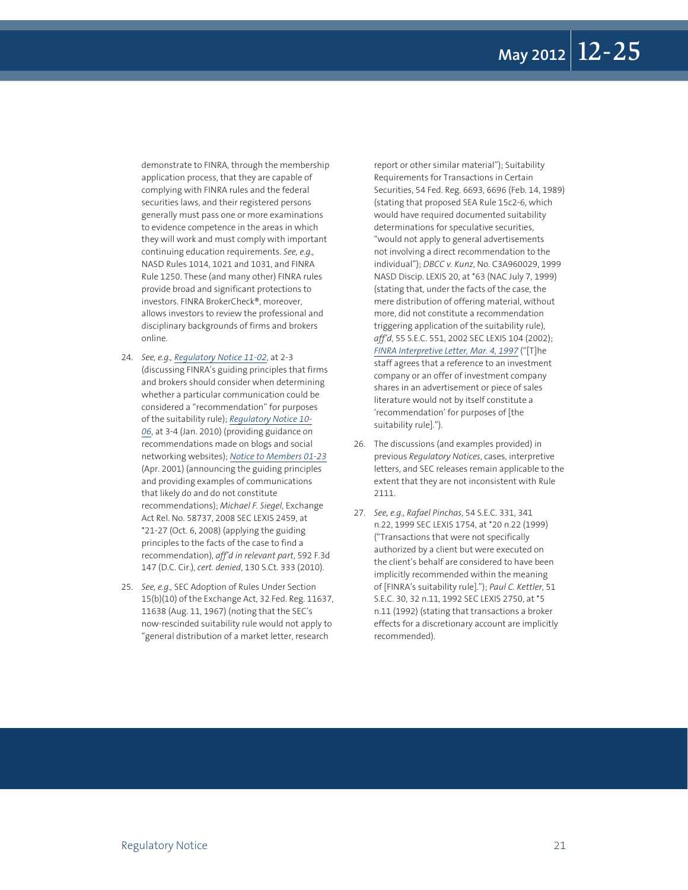demonstrate to FINRA, through the membership application process, that they are capable of complying with FINRA rules and the federal securities laws, and their registered persons generally must pass one or more examinations to evidence competence in the areas in which they will work and must comply with important continuing education requirements. *See, e.g.,* NASD Rules 1014, 1021 and 1031, and FINRA Rule 1250. These (and many other) FINRA rules provide broad and significant protections to investors. FINRA BrokerCheck®, moreover, allows investors to review the professional and disciplinary backgrounds of firms and brokers online.

24. *See, e.g., Regulatory Notice 11-02*, at 2-3 (discussing FINRA's guiding principles that firms and brokers should consider when determining whether a particular communication could be considered a "recommendation" for purposes of the suitability rule); *Regulatory Notice 10-06*, at 3-4 (Jan. 2010) (providing guidance on recommendations made on blogs and social networking websites); *Notice to Members 01-23* (Apr. 2001) (announcing the guiding principles and providing examples of communications that likely do and do not constitute recommendations); *Michael F. Siegel*, Exchange Act Rel. No. 58737, 2008 SEC LEXIS 2459, at *21-27 (Oct. 6, 2008) (applying the guiding principles to the facts of the case to find a recommendation), *aff'd in relevant part*, 592 F.3d 147 (D.C. Cir.), *cert. denied*, 130 S.Ct. 333 (2010).

25. *See, e.g.,* SEC Adoption of Rules Under Section 15(b)(10) of the Exchange Act, 32 Fed. Reg. 11637, 11638 (Aug. 11, 1967) (noting that the SEC's now-rescinded suitability rule would not apply to "general distribution of a market letter, research report or other similar material"); Suitability Requirements for Transactions in Certain Securities, 54 Fed. Reg. 6693, 6696 (Feb. 14, 1989) (stating that proposed SEA Rule 15c2-6, which would have required documented suitability determinations for speculative securities, "would not apply to general advertisements not involving a direct recommendation to the individual"); *DBCC v. Kunz*, No. C3A960029, 1999 NASD Discip. LEXIS 20, at *63 (NAC July 7, 1999) (stating that, under the facts of the case, the mere distribution of offering material, without more, did not constitute a recommendation triggering application of the suitability rule), *aff'd*, 55 S.E.C. 551, 2002 SEC LEXIS 104 (2002); *FINRA Interpretive Letter, Mar. 4, 1997* ("[T]he staff agrees that a reference to an investment company or an offer of investment company shares in an advertisement or piece of sales literature would not by itself constitute a 'recommendation' for purposes of [the suitability rule].").

26. The discussions (and examples provided) in previous *Regulatory Notices*, cases, interpretive letters, and SEC releases remain applicable to the extent that they are not inconsistent with Rule 2111.

27. *See, e.g., Rafael Pinchas*, 54 S.E.C. 331, 341 n.22, 1999 SEC LEXIS 1754, at *20 n.22 (1999) ("Transactions that were not specifically authorized by a client but were executed on the client's behalf are considered to have been implicitly recommended within the meaning of [FINRA's suitability rule]."); *Paul C. Kettler*, 51 S.E.C. 30, 32 n.11, 1992 SEC LEXIS 2750, at *5 n.11 (1992) (stating that transactions a broker effects for a discretionary account are implicitly recommended).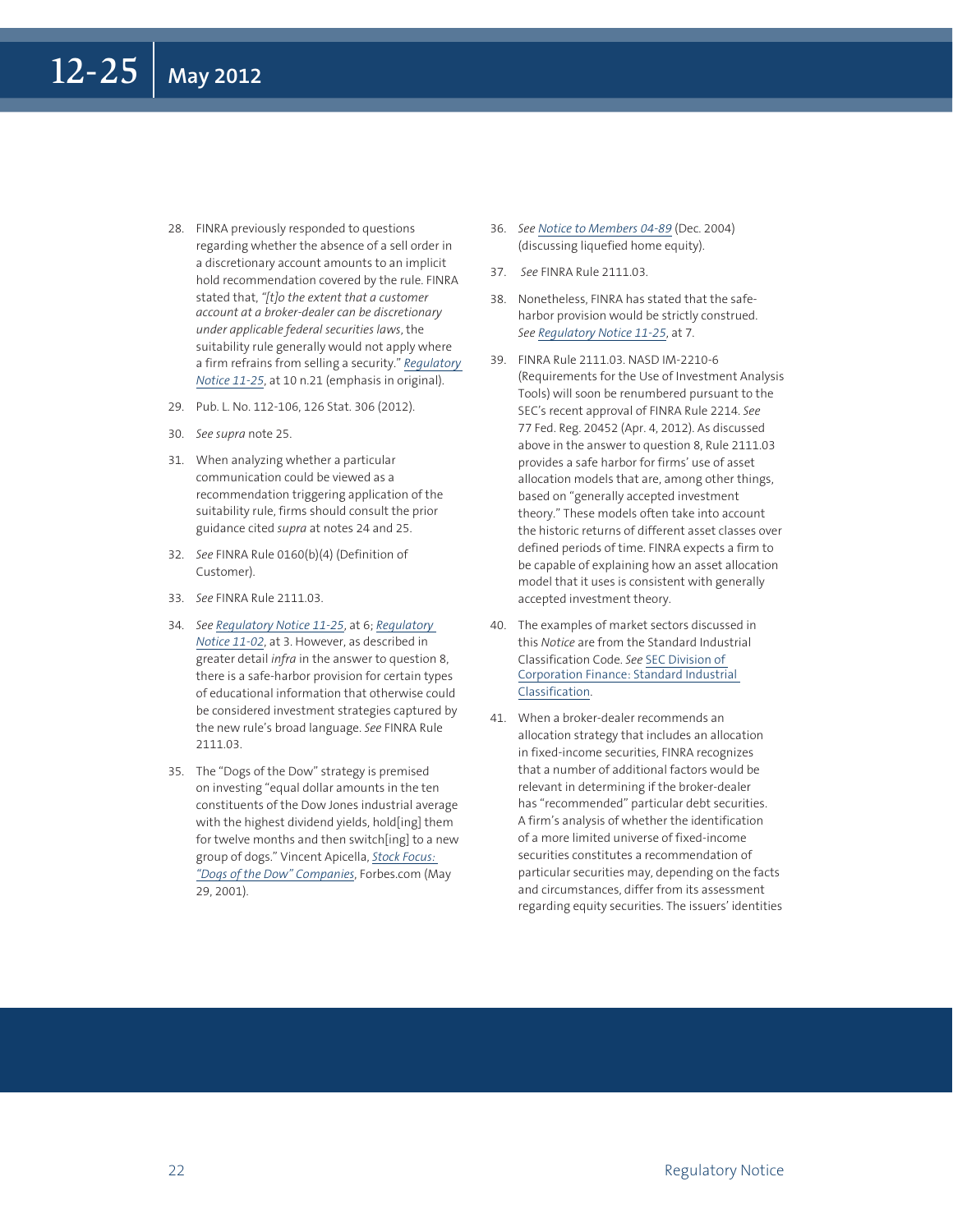28. FINRA previously responded to questions regarding whether the absence of a sell order in a discretionary account amounts to an implicit hold recommendation covered by the rule. FINRA stated that, *"[t]o the extent that a customer account at a broker-dealer can be discretionary under applicable federal securities laws*, the suitability rule generally would not apply where a firm refrains from selling a security." *Regulatory Notice 11-25*, at 10 n.21 (emphasis in original).

29. Pub. L. No. 112-106, 126 Stat. 306 (2012).

30. *See supra* note 25.

31. When analyzing whether a particular communication could be viewed as a recommendation triggering application of the suitability rule, firms should consult the prior guidance cited *supra* at notes 24 and 25.

32. *See* FINRA Rule 0160(b)(4) (Definition of Customer).

33. *See* FINRA Rule 2111.03.

34. *See Regulatory Notice 11-25*, at 6; *Regulatory Notice 11-02*, at 3. However, as described in greater detail *infra* in the answer to question 8, there is a safe-harbor provision for certain types of educational information that otherwise could be considered investment strategies captured by the new rule's broad language. *See* FINRA Rule 2111.03.

35. The "Dogs of the Dow" strategy is premised on investing "equal dollar amounts in the ten constituents of the Dow Jones industrial average with the highest dividend yields, hold[ing] them for twelve months and then switch[ing] to a new group of dogs." Vincent Apicella, *Stock Focus: "Dogs of the Dow" Companies*, Forbes.com (May 29, 2001).

36. *See Notice to Members 04-89* (Dec. 2004) (discussing liquefied home equity).

37. *See* FINRA Rule 2111.03.

38. Nonetheless, FINRA has stated that the safe-harbor provision would be strictly construed. *See Regulatory Notice 11-25*, at 7.

39. FINRA Rule 2111.03. NASD IM-2210-6 (Requirements for the Use of Investment Analysis Tools) will soon be renumbered pursuant to the SEC's recent approval of FINRA Rule 2214. *See* 77 Fed. Reg. 20452 (Apr. 4, 2012). As discussed above in the answer to question 8, Rule 2111.03 provides a safe harbor for firms' use of asset allocation models that are, among other things, based on "generally accepted investment theory." These models often take into account the historic returns of different asset classes over defined periods of time. FINRA expects a firm to be capable of explaining how an asset allocation model that it uses is consistent with generally accepted investment theory.

40. The examples of market sectors discussed in this *Notice* are from the Standard Industrial Classification Code. *See* SEC Division of Corporation Finance: Standard Industrial Classification.

41. When a broker-dealer recommends an allocation strategy that includes an allocation in fixed-income securities, FINRA recognizes that a number of additional factors would be relevant in determining if the broker-dealer has "recommended" particular debt securities. A firm's analysis of whether the identification of a more limited universe of fixed-income securities constitutes a recommendation of particular securities may, depending on the facts and circumstances, differ from its assessment regarding equity securities. The issuers' identities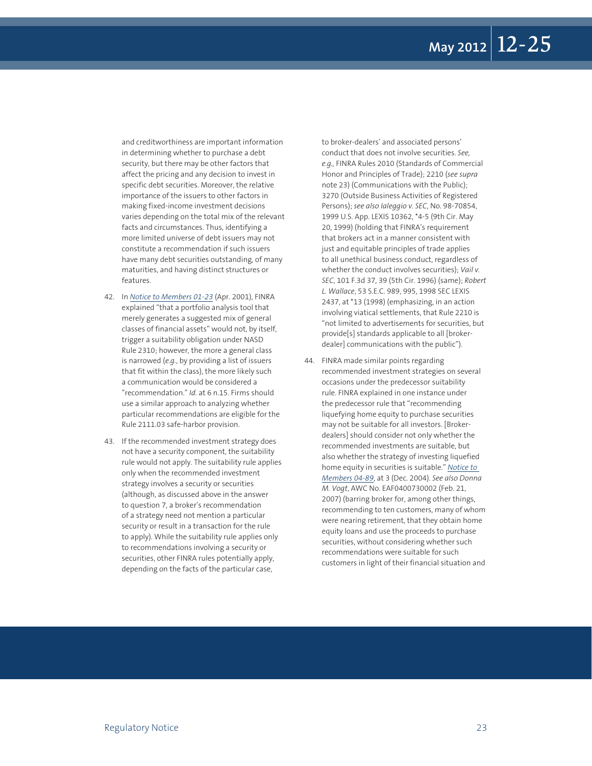and creditworthiness are important information in determining whether to purchase a debt security, but there may be other factors that affect the pricing and any decision to invest in specific debt securities. Moreover, the relative importance of the issuers to other factors in making fixed-income investment decisions varies depending on the total mix of the relevant facts and circumstances. Thus, identifying a more limited universe of debt issuers may not constitute a recommendation if such issuers have many debt securities outstanding, of many maturities, and having distinct structures or features.

42. In *Notice to Members 01-23* (Apr. 2001), FINRA explained "that a portfolio analysis tool that merely generates a suggested mix of general classes of financial assets" would not, by itself, trigger a suitability obligation under NASD Rule 2310; however, the more a general class is narrowed (*e.g.*, by providing a list of issuers that fit within the class), the more likely such a communication would be considered a "recommendation." *Id.* at 6 n.15. Firms should use a similar approach to analyzing whether particular recommendations are eligible for the Rule 2111.03 safe-harbor provision.

43. If the recommended investment strategy does not have a security component, the suitability rule would not apply. The suitability rule applies only when the recommended investment strategy involves a security or securities (although, as discussed above in the answer to question 7, a broker's recommendation of a strategy need not mention a particular security or result in a transaction for the rule to apply). While the suitability rule applies only to recommendations involving a security or securities, other FINRA rules potentially apply, depending on the facts of the particular case, to broker-dealers' and associated persons' conduct that does not involve securities. *See, e.g.,* FINRA Rules 2010 (Standards of Commercial Honor and Principles of Trade); 2210 (*see supra* note 23) (Communications with the Public); 3270 (Outside Business Activities of Registered Persons); *see also Ialeggio v. SEC*, No. 98-70854, 1999 U.S. App. LEXIS 10362, *4-5 (9th Cir. May 20, 1999) (holding that FINRA's requirement that brokers act in a manner consistent with just and equitable principles of trade applies to all unethical business conduct, regardless of whether the conduct involves securities); *Vail v. SEC*, 101 F.3d 37, 39 (5th Cir. 1996) (same); *Robert L. Wallace*, 53 S.E.C. 989, 995, 1998 SEC LEXIS 2437, at *13 (1998) (emphasizing, in an action involving viatical settlements, that Rule 2210 is "not limited to advertisements for securities, but provide[s] standards applicable to all [broker-dealer] communications with the public").

44. FINRA made similar points regarding recommended investment strategies on several occasions under the predecessor suitability rule. FINRA explained in one instance under the predecessor rule that "recommending liquefying home equity to purchase securities may not be suitable for all investors. [Broker-dealers] should consider not only whether the recommended investments are suitable, but also whether the strategy of investing liquefied home equity in securities is suitable." *Notice to Members 04-89*, at 3 (Dec. 2004). *See also Donna M. Vogt*, AWC No. EAF0400730002 (Feb. 21, 2007) (barring broker for, among other things, recommending to ten customers, many of whom were nearing retirement, that they obtain home equity loans and use the proceeds to purchase securities, without considering whether such recommendations were suitable for such customers in light of their financial situation and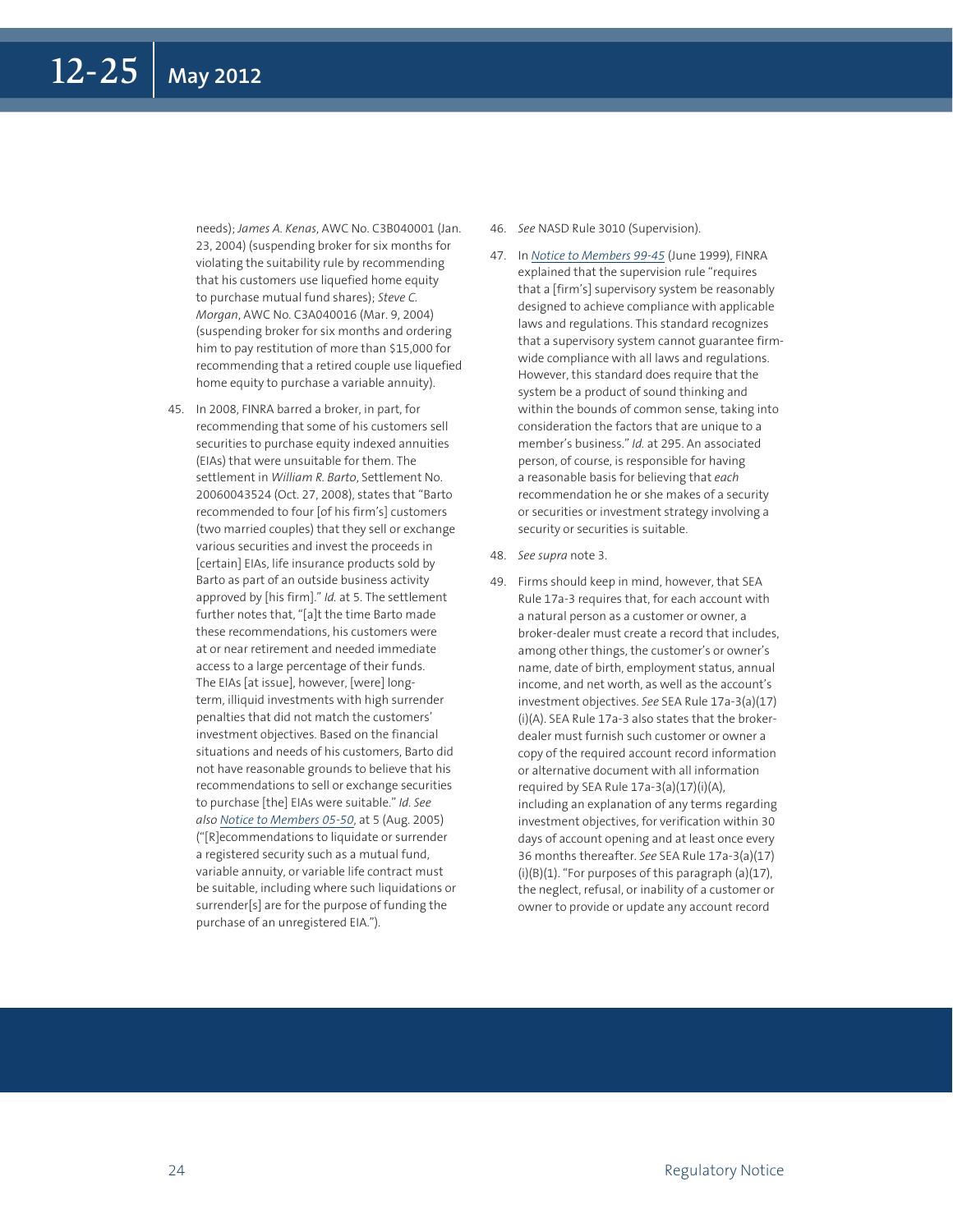needs); *James A. Kenas*, AWC No. C3B040001 (Jan. 23, 2004) (suspending broker for six months for violating the suitability rule by recommending that his customers use liquefied home equity to purchase mutual fund shares); *Steve C. Morgan*, AWC No. C3A040016 (Mar. 9, 2004) (suspending broker for six months and ordering him to pay restitution of more than $15,000 for recommending that a retired couple use liquefied home equity to purchase a variable annuity).

45. In 2008, FINRA barred a broker, in part, for recommending that some of his customers sell securities to purchase equity indexed annuities (EIAs) that were unsuitable for them. The settlement in *William R. Barto*, Settlement No. 20060043524 (Oct. 27, 2008), states that "Barto recommended to four [of his firm's] customers (two married couples) that they sell or exchange various securities and invest the proceeds in [certain] EIAs, life insurance products sold by Barto as part of an outside business activity approved by [his firm]." *Id.* at 5. The settlement further notes that, "[a]t the time Barto made these recommendations, his customers were at or near retirement and needed immediate access to a large percentage of their funds. The EIAs [at issue], however, [were] long-term, illiquid investments with high surrender penalties that did not match the customers' investment objectives. Based on the financial situations and needs of his customers, Barto did not have reasonable grounds to believe that his recommendations to sell or exchange securities to purchase [the] EIAs were suitable." *Id. See also Notice to Members 05-50*, at 5 (Aug. 2005) ("[R]ecommendations to liquidate or surrender a registered security such as a mutual fund, variable annuity, or variable life contract must be suitable, including where such liquidations or surrender[s] are for the purpose of funding the purchase of an unregistered EIA.").

46. *See* NASD Rule 3010 (Supervision).

47. In *Notice to Members 99-45* (June 1999), FINRA explained that the supervision rule "requires that a [firm's] supervisory system be reasonably designed to achieve compliance with applicable laws and regulations. This standard recognizes that a supervisory system cannot guarantee firm-wide compliance with all laws and regulations. However, this standard does require that the system be a product of sound thinking and within the bounds of common sense, taking into consideration the factors that are unique to a member's business." *Id.* at 295. An associated person, of course, is responsible for having a reasonable basis for believing that *each* recommendation he or she makes of a security or securities or investment strategy involving a security or securities is suitable.

48. *See supra* note 3.

49. Firms should keep in mind, however, that SEA Rule 17a-3 requires that, for each account with a natural person as a customer or owner, a broker-dealer must create a record that includes, among other things, the customer's or owner's name, date of birth, employment status, annual income, and net worth, as well as the account's investment objectives. *See* SEA Rule 17a-3(a)(17)(i)(A). SEA Rule 17a-3 also states that the broker-dealer must furnish such customer or owner a copy of the required account record information or alternative document with all information required by SEA Rule 17a-3(a)(17)(i)(A), including an explanation of any terms regarding investment objectives, for verification within 30 days of account opening and at least once every 36 months thereafter. *See* SEA Rule 17a-3(a)(17)(i)(B)(1). "For purposes of this paragraph (a)(17), the neglect, refusal, or inability of a customer or owner to provide or update any account record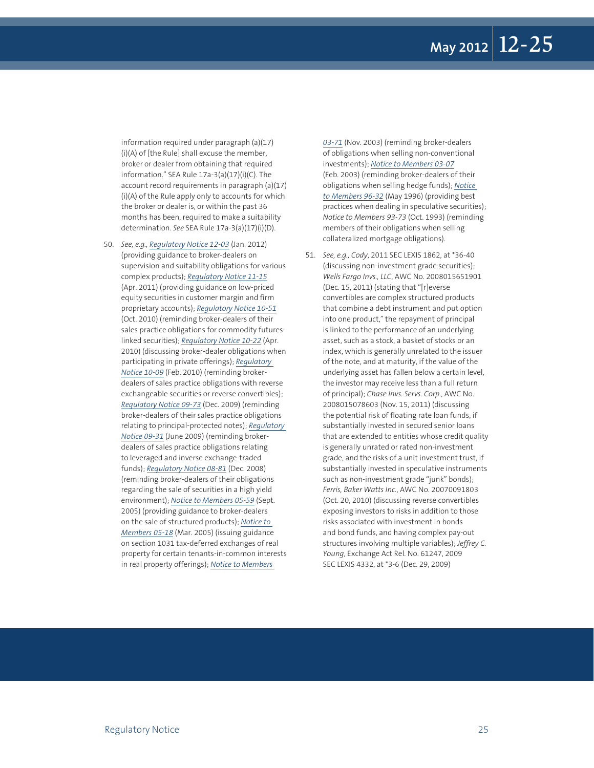information required under paragraph (a)(17)(i)(A) of [the Rule] shall excuse the member, broker or dealer from obtaining that required information." SEA Rule 17a-3(a)(17)(i)(C). The account record requirements in paragraph (a)(17)(i)(A) of the Rule apply only to accounts for which the broker or dealer is, or within the past 36 months has been, required to make a suitability determination. *See* SEA Rule 17a-3(a)(17)(i)(D).

50. *See, e.g., Regulatory Notice 12-03* (Jan. 2012) (providing guidance to broker-dealers on supervision and suitability obligations for various complex products); *Regulatory Notice 11-15* (Apr. 2011) (providing guidance on low-priced equity securities in customer margin and firm proprietary accounts); *Regulatory Notice 10-51* (Oct. 2010) (reminding broker-dealers of their sales practice obligations for commodity futures-linked securities); *Regulatory Notice 10-22* (Apr. 2010) (discussing broker-dealer obligations when participating in private offerings); *Regulatory Notice 10-09* (Feb. 2010) (reminding broker-dealers of sales practice obligations with reverse exchangeable securities or reverse convertibles); *Regulatory Notice 09-73* (Dec. 2009) (reminding broker-dealers of their sales practice obligations relating to principal-protected notes); *Regulatory Notice 09-31* (June 2009) (reminding broker-dealers of sales practice obligations relating to leveraged and inverse exchange-traded funds); *Regulatory Notice 08-81* (Dec. 2008) (reminding broker-dealers of their obligations regarding the sale of securities in a high yield environment); *Notice to Members 05-59* (Sept. 2005) (providing guidance to broker-dealers on the sale of structured products); *Notice to Members 05-18* (Mar. 2005) (issuing guidance on section 1031 tax-deferred exchanges of real property for certain tenants-in-common interests in real property offerings); *Notice to Members 03-71* (Nov. 2003) (reminding broker-dealers of obligations when selling non-conventional investments); *Notice to Members 03-07* (Feb. 2003) (reminding broker-dealers of their obligations when selling hedge funds); *Notice to Members 96-32* (May 1996) (providing best practices when dealing in speculative securities); *Notice to Members 93-73* (Oct. 1993) (reminding members of their obligations when selling collateralized mortgage obligations).

51. *See, e.g., Cody*, 2011 SEC LEXIS 1862, at *36-40 (discussing non-investment grade securities); *Wells Fargo Invs., LLC*, AWC No. 2008015651901 (Dec. 15, 2011) (stating that "[r]everse convertibles are complex structured products that combine a debt instrument and put option into one product," the repayment of principal is linked to the performance of an underlying asset, such as a stock, a basket of stocks or an index, which is generally unrelated to the issuer of the note, and at maturity, if the value of the underlying asset has fallen below a certain level, the investor may receive less than a full return of principal); *Chase Invs. Servs. Corp.*, AWC No. 2008015078603 (Nov. 15, 2011) (discussing the potential risk of floating rate loan funds, if substantially invested in secured senior loans that are extended to entities whose credit quality is generally unrated or rated non-investment grade, and the risks of a unit investment trust, if substantially invested in speculative instruments such as non-investment grade "junk" bonds); *Ferris, Baker Watts Inc.*, AWC No. 20070091803 (Oct. 20, 2010) (discussing reverse convertibles exposing investors to risks in addition to those risks associated with investment in bonds and bond funds, and having complex pay-out structures involving multiple variables); *Jeffrey C. Young*, Exchange Act Rel. No. 61247, 2009 SEC LEXIS 4332, at *3-6 (Dec. 29, 2009)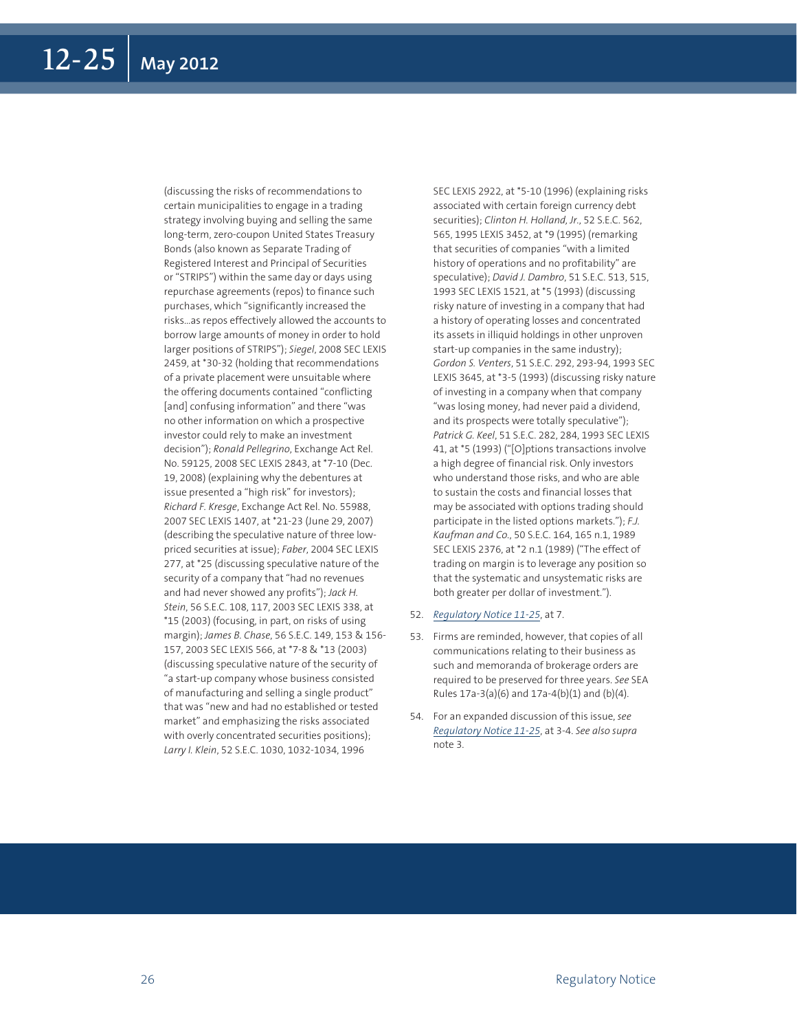(discussing the risks of recommendations to certain municipalities to engage in a trading strategy involving buying and selling the same long-term, zero-coupon United States Treasury Bonds (also known as Separate Trading of Registered Interest and Principal of Securities or "STRIPS") within the same day or days using repurchase agreements (repos) to finance such purchases, which "significantly increased the risks...as repos effectively allowed the accounts to borrow large amounts of money in order to hold larger positions of STRIPS"); *Siegel*, 2008 SEC LEXIS 2459, at *30-32 (holding that recommendations of a private placement were unsuitable where the offering documents contained "conflicting [and] confusing information" and there "was no other information on which a prospective investor could rely to make an investment decision"); *Ronald Pellegrino*, Exchange Act Rel. No. 59125, 2008 SEC LEXIS 2843, at *7-10 (Dec. 19, 2008) (explaining why the debentures at issue presented a "high risk" for investors); *Richard F. Kresge*, Exchange Act Rel. No. 55988, 2007 SEC LEXIS 1407, at *21-23 (June 29, 2007) (describing the speculative nature of three low-priced securities at issue); *Faber*, 2004 SEC LEXIS 277, at *25 (discussing speculative nature of the security of a company that "had no revenues and had never showed any profits"); *Jack H. Stein*, 56 S.E.C. 108, 117, 2003 SEC LEXIS 338, at *15 (2003) (focusing, in part, on risks of using margin); *James B. Chase*, 56 S.E.C. 149, 153 & 156-157, 2003 SEC LEXIS 566, at *7-8 & *13 (2003) (discussing speculative nature of the security of "a start-up company whose business consisted of manufacturing and selling a single product" that was "new and had no established or tested market" and emphasizing the risks associated with overly concentrated securities positions); *Larry I. Klein*, 52 S.E.C. 1030, 1032-1034, 1996 SEC LEXIS 2922, at *5-10 (1996) (explaining risks associated with certain foreign currency debt securities); *Clinton H. Holland, Jr.*, 52 S.E.C. 562, 565, 1995 LEXIS 3452, at *9 (1995) (remarking that securities of companies "with a limited history of operations and no profitability" are speculative); *David J. Dambro*, 51 S.E.C. 513, 515, 1993 SEC LEXIS 1521, at *5 (1993) (discussing risky nature of investing in a company that had a history of operating losses and concentrated its assets in illiquid holdings in other unproven start-up companies in the same industry); *Gordon S. Venters*, 51 S.E.C. 292, 293-94, 1993 SEC LEXIS 3645, at *3-5 (1993) (discussing risky nature of investing in a company when that company "was losing money, had never paid a dividend, and its prospects were totally speculative"); *Patrick G. Keel*, 51 S.E.C. 282, 284, 1993 SEC LEXIS 41, at *5 (1993) ("[O]ptions transactions involve a high degree of financial risk. Only investors who understand those risks, and who are able to sustain the costs and financial losses that may be associated with options trading should participate in the listed options markets."); *F.J. Kaufman and Co.*, 50 S.E.C. 164, 165 n.1, 1989 SEC LEXIS 2376, at *2 n.1 (1989) ("The effect of trading on margin is to leverage any position so that the systematic and unsystematic risks are both greater per dollar of investment.").

52. *Regulatory Notice 11-25*, at 7.

53. Firms are reminded, however, that copies of all communications relating to their business as such and memoranda of brokerage orders are required to be preserved for three years. *See* SEA Rules 17a-3(a)(6) and 17a-4(b)(1) and (b)(4).

54. For an expanded discussion of this issue, *see Regulatory Notice 11-25*, at 3-4. *See also supra* note 3.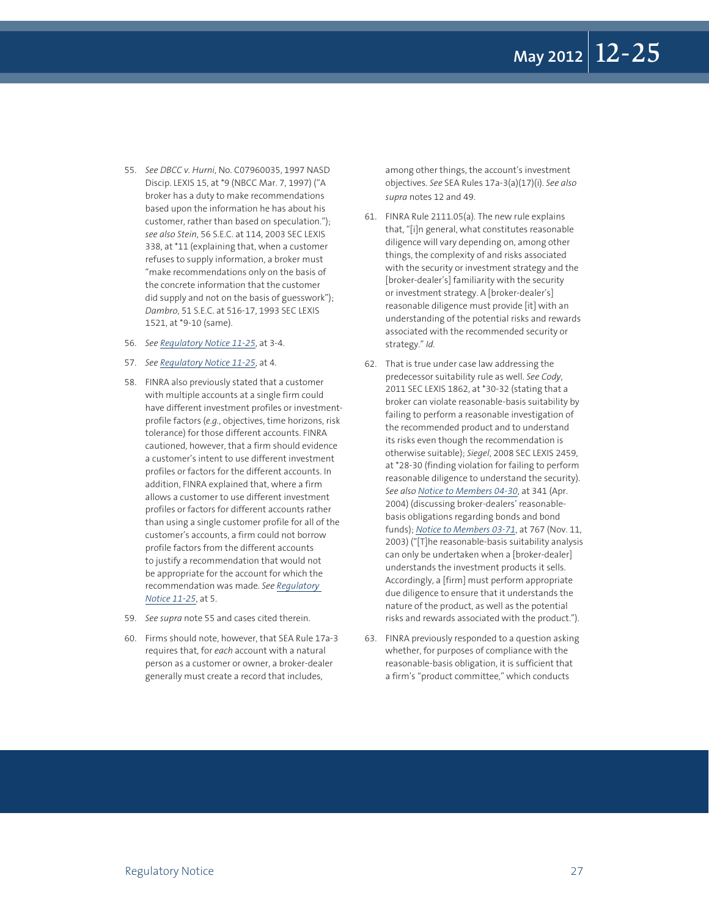55. *See DBCC v. Hurni*, No. C07960035, 1997 NASD Discip. LEXIS 15, at *9 (NBCC Mar. 7, 1997) ("A broker has a duty to make recommendations based upon the information he has about his customer, rather than based on speculation."); *see also Stein*, 56 S.E.C. at 114, 2003 SEC LEXIS 338, at *11 (explaining that, when a customer refuses to supply information, a broker must "make recommendations only on the basis of the concrete information that the customer did supply and not on the basis of guesswork"); *Dambro*, 51 S.E.C. at 516-17, 1993 SEC LEXIS 1521, at *9-10 (same).

56. *See* Regulatory Notice 11-25, at 3-4.

57. *See* Regulatory Notice 11-25, at 4.

58. FINRA also previously stated that a customer with multiple accounts at a single firm could have different investment profiles or investment-profile factors (*e.g.*, objectives, time horizons, risk tolerance) for those different accounts. FINRA cautioned, however, that a firm should evidence a customer's intent to use different investment profiles or factors for the different accounts. In addition, FINRA explained that, where a firm allows a customer to use different investment profiles or factors for different accounts rather than using a single customer profile for all of the customer's accounts, a firm could not borrow profile factors from the different accounts to justify a recommendation that would not be appropriate for the account for which the recommendation was made. *See* Regulatory Notice 11-25, at 5.

59. *See supra* note 55 and cases cited therein.

60. Firms should note, however, that SEA Rule 17a-3 requires that, for *each* account with a natural person as a customer or owner, a broker-dealer generally must create a record that includes, among other things, the account's investment objectives. *See* SEA Rules 17a-3(a)(17)(i). *See also supra* notes 12 and 49.

61. FINRA Rule 2111.05(a). The new rule explains that, "[i]n general, what constitutes reasonable diligence will vary depending on, among other things, the complexity of and risks associated with the security or investment strategy and the [broker-dealer's] familiarity with the security or investment strategy. A [broker-dealer's] reasonable diligence must provide [it] with an understanding of the potential risks and rewards associated with the recommended security or strategy." *Id.*

62. That is true under case law addressing the predecessor suitability rule as well. *See Cody*, 2011 SEC LEXIS 1862, at *30-32 (stating that a broker can violate reasonable-basis suitability by failing to perform a reasonable investigation of the recommended product and to understand its risks even though the recommendation is otherwise suitable); *Siegel*, 2008 SEC LEXIS 2459, at *28-30 (finding violation for failing to perform reasonable diligence to understand the security). *See also* Notice to Members 04-30, at 341 (Apr. 2004) (discussing broker-dealers' reasonable-basis obligations regarding bonds and bond funds); Notice to Members 03-71, at 767 (Nov. 11, 2003) ("[T]he reasonable-basis suitability analysis can only be undertaken when a [broker-dealer] understands the investment products it sells. Accordingly, a [firm] must perform appropriate due diligence to ensure that it understands the nature of the product, as well as the potential risks and rewards associated with the product.").

63. FINRA previously responded to a question asking whether, for purposes of compliance with the reasonable-basis obligation, it is sufficient that a firm's "product committee," which conducts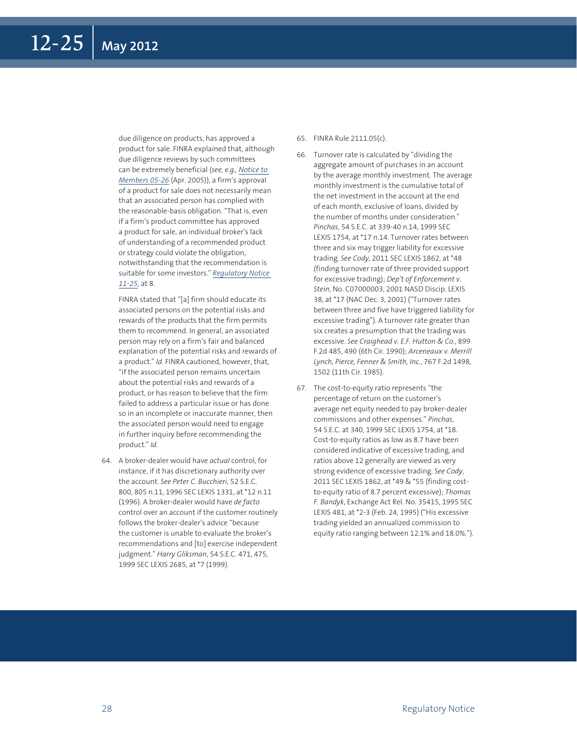due diligence on products, has approved a product for sale. FINRA explained that, although due diligence reviews by such committees can be extremely beneficial (*see, e.g.,* *Notice to Members 05-26* (Apr. 2005)), a firm's approval of a product for sale does not necessarily mean that an associated person has complied with the reasonable-basis obligation. "That is, even if a firm's product committee has approved a product for sale, an individual broker's lack of understanding of a recommended product or strategy could violate the obligation, notwithstanding that the recommendation is suitable for some investors." *Regulatory Notice 11-25*, at 8.

FINRA stated that "[a] firm should educate its associated persons on the potential risks and rewards of the products that the firm permits them to recommend. In general, an associated person may rely on a firm's fair and balanced explanation of the potential risks and rewards of a product." *Id.* FINRA cautioned, however, that, "if the associated person remains uncertain about the potential risks and rewards of a product, or has reason to believe that the firm failed to address a particular issue or has done so in an incomplete or inaccurate manner, then the associated person would need to engage in further inquiry before recommending the product." *Id.*

64. A broker-dealer would have *actual* control, for instance, if it has discretionary authority over the account. *See Peter C. Bucchieri*, 52 S.E.C. 800, 805 n.11, 1996 SEC LEXIS 1331, at *12 n.11 (1996). A broker-dealer would have *de facto* control over an account if the customer routinely follows the broker-dealer's advice "because the customer is unable to evaluate the broker's recommendations and [to] exercise independent judgment." *Harry Gliksman*, 54 S.E.C. 471, 475, 1999 SEC LEXIS 2685, at *7 (1999).

65. FINRA Rule 2111.05(c).

66. Turnover rate is calculated by "dividing the aggregate amount of purchases in an account by the average monthly investment. The average monthly investment is the cumulative total of the net investment in the account at the end of each month, exclusive of loans, divided by the number of months under consideration." *Pinchas*, 54 S.E.C. at 339-40 n.14, 1999 SEC LEXIS 1754, at *17 n.14. Turnover rates between three and six may trigger liability for excessive trading. *See Cody*, 2011 SEC LEXIS 1862, at *48 (finding turnover rate of three provided support for excessive trading); *Dep't of Enforcement v. Stein*, No. C07000003, 2001 NASD Discip. LEXIS 38, at *17 (NAC Dec. 3, 2001) ("Turnover rates between three and five have triggered liability for excessive trading"). A turnover rate greater than six creates a presumption that the trading was excessive. *See Craighead v. E.F. Hutton & Co.*, 899 F.2d 485, 490 (6th Cir. 1990); *Arceneaux v. Merrill Lynch, Pierce, Fenner & Smith, Inc.*, 767 F.2d 1498, 1502 (11th Cir. 1985).

67. The cost-to-equity ratio represents "the percentage of return on the customer's average net equity needed to pay broker-dealer commissions and other expenses." *Pinchas*, 54 S.E.C. at 340, 1999 SEC LEXIS 1754, at *18. Cost-to-equity ratios as low as 8.7 have been considered indicative of excessive trading, and ratios above 12 generally are viewed as very strong evidence of excessive trading. *See Cody*, 2011 SEC LEXIS 1862, at *49 & *55 (finding cost-to-equity ratio of 8.7 percent excessive); *Thomas F. Bandyk*, Exchange Act Rel. No. 35415, 1995 SEC LEXIS 481, at *2-3 (Feb. 24, 1995) ("His excessive trading yielded an annualized commission to equity ratio ranging between 12.1% and 18.0%.").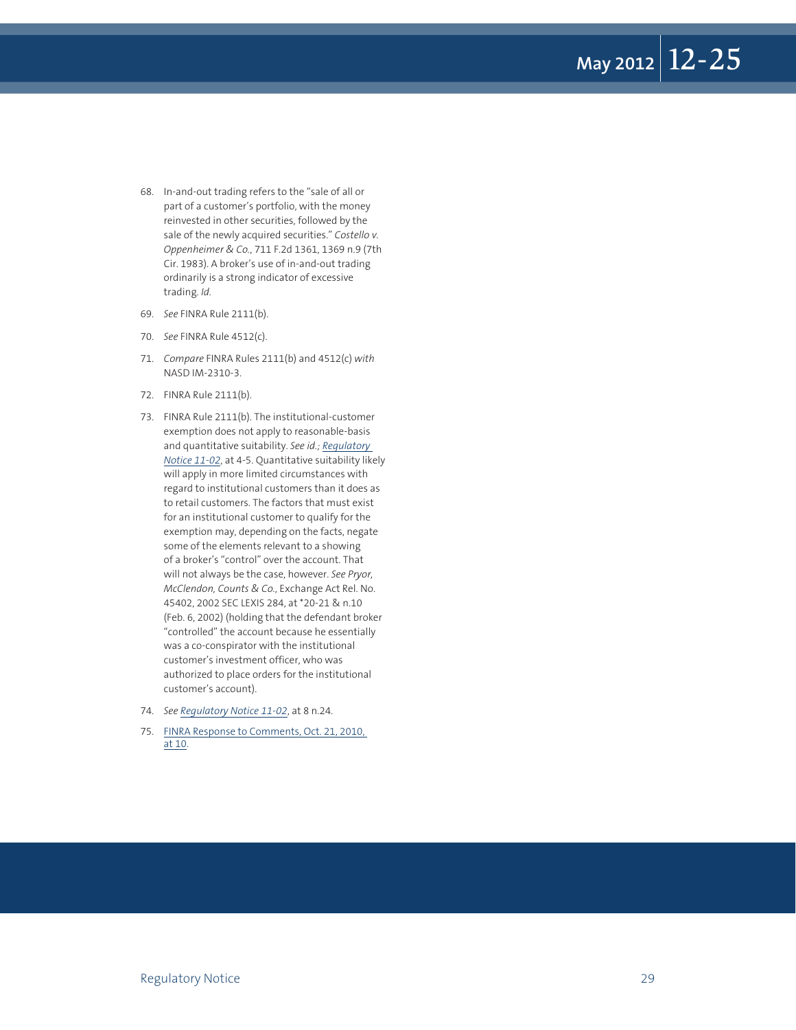68. In-and-out trading refers to the "sale of all or part of a customer's portfolio, with the money reinvested in other securities, followed by the sale of the newly acquired securities." *Costello v. Oppenheimer & Co.*, 711 F.2d 1361, 1369 n.9 (7th Cir. 1983). A broker's use of in-and-out trading ordinarily is a strong indicator of excessive trading. *Id.*

69. *See* FINRA Rule 2111(b).

70. *See* FINRA Rule 4512(c).

71. *Compare* FINRA Rules 2111(b) and 4512(c) *with* NASD IM-2310-3.

72. FINRA Rule 2111(b).

73. FINRA Rule 2111(b). The institutional-customer exemption does not apply to reasonable-basis and quantitative suitability. *See id.*; *Regulatory Notice 11-02*, at 4-5. Quantitative suitability likely will apply in more limited circumstances with regard to institutional customers than it does as to retail customers. The factors that must exist for an institutional customer to qualify for the exemption may, depending on the facts, negate some of the elements relevant to a showing of a broker's "control" over the account. That will not always be the case, however. *See Pryor, McClendon, Counts & Co.*, Exchange Act Rel. No. 45402, 2002 SEC LEXIS 284, at *20-21 & n.10 (Feb. 6, 2002) (holding that the defendant broker "controlled" the account because he essentially was a co-conspirator with the institutional customer's investment officer, who was authorized to place orders for the institutional customer's account).

74. *See Regulatory Notice 11-02*, at 8 n.24.

75. FINRA Response to Comments, Oct. 21, 2010, at 10.